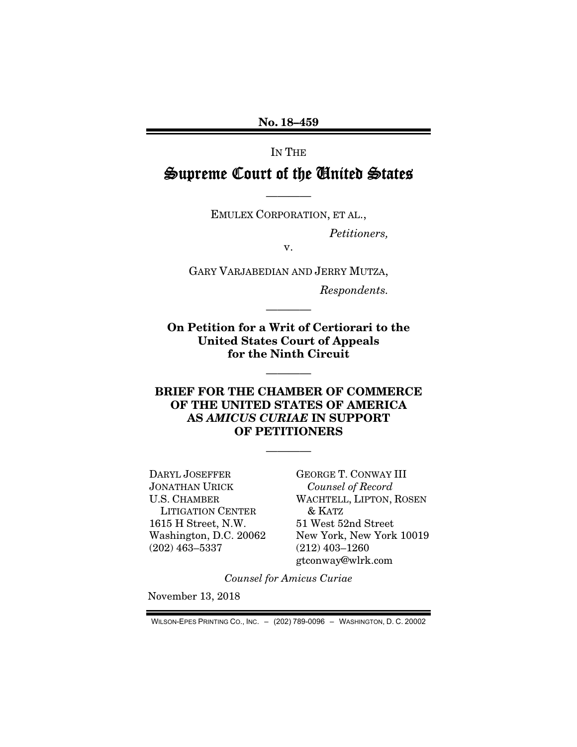**No. 18–459**

IN THE

# Supreme Court of the United States

————

EMULEX CORPORATION, ET AL.,

*Petitioners,*

v.

GARY VARJABEDIAN AND JERRY MUTZA,

*Respondents.*

————

**On Petition for a Writ of Certiorari to the United States Court of Appeals for the Ninth Circuit**

————

**BRIEF FOR THE CHAMBER OF COMMERCE OF THE UNITED STATES OF AMERICA AS *AMICUS CURIAE* IN SUPPORT OF PETITIONERS**

————

DARYL JOSEFFER
JONATHAN URICK
U.S. CHAMBER
LITIGATION CENTER
1615 H Street, N.W.
Washington, D.C. 20062
(202) 463–5337

GEORGE T. CONWAY III
*Counsel of Record*
WACHTELL, LIPTON, ROSEN & KATZ
51 West 52nd Street
New York, New York 10019
(212) 403–1260
gtconway@wlrk.com

*Counsel for Amicus Curiae*

November 13, 2018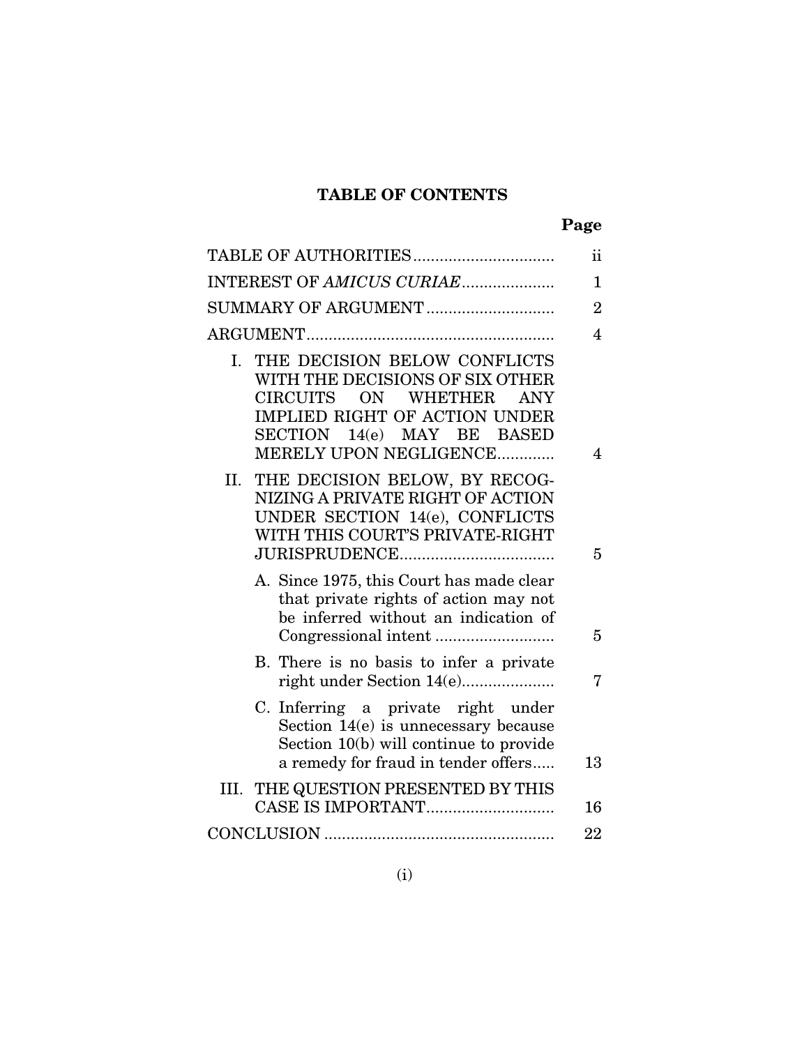# TABLE OF CONTENTS

| | Page |
|---|---|
| TABLE OF AUTHORITIES | ii |
| INTEREST OF *AMICUS CURIAE* | 1 |
| SUMMARY OF ARGUMENT | 2 |
| ARGUMENT | 4 |
| I. THE DECISION BELOW CONFLICTS WITH THE DECISIONS OF SIX OTHER CIRCUITS ON WHETHER ANY IMPLIED RIGHT OF ACTION UNDER SECTION 14(e) MAY BE BASED MERELY UPON NEGLIGENCE | 4 |
| II. THE DECISION BELOW, BY RECOGNIZING A PRIVATE RIGHT OF ACTION UNDER SECTION 14(e), CONFLICTS WITH THIS COURT'S PRIVATE-RIGHT JURISPRUDENCE | 5 |
| A. Since 1975, this Court has made clear that private rights of action may not be inferred without an indication of Congressional intent | 5 |
| B. There is no basis to infer a private right under Section 14(e) | 7 |
| C. Inferring a private right under Section 14(e) is unnecessary because Section 10(b) will continue to provide a remedy for fraud in tender offers | 13 |
| III. THE QUESTION PRESENTED BY THIS CASE IS IMPORTANT | 16 |
| CONCLUSION | 22 |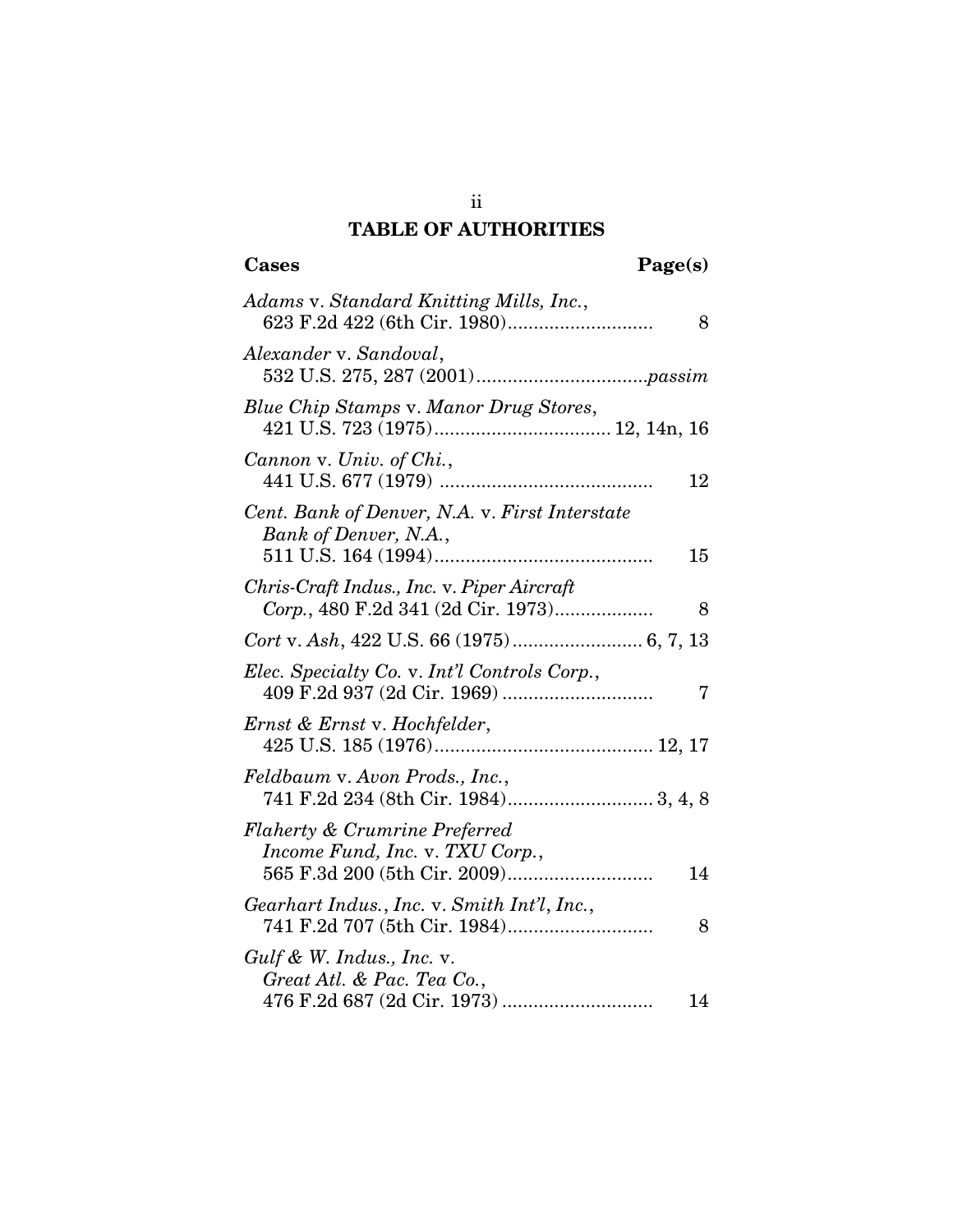# TABLE OF AUTHORITIES

| Cases | Page(s) |
| --- | --- |
| *Adams* v. *Standard Knitting Mills, Inc.*, 623 F.2d 422 (6th Cir. 1980) | 8 |
| *Alexander* v. *Sandoval*, 532 U.S. 275, 287 (2001) | *passim* |
| *Blue Chip Stamps* v. *Manor Drug Stores*, 421 U.S. 723 (1975) | 12, 14n, 16 |
| *Cannon* v. *Univ. of Chi.*, 441 U.S. 677 (1979) | 12 |
| *Cent. Bank of Denver, N.A.* v. *First Interstate Bank of Denver, N.A.*, 511 U.S. 164 (1994) | 15 |
| *Chris-Craft Indus., Inc.* v. *Piper Aircraft Corp.*, 480 F.2d 341 (2d Cir. 1973) | 8 |
| *Cort* v. *Ash*, 422 U.S. 66 (1975) | 6, 7, 13 |
| *Elec. Specialty Co.* v. *Int'l Controls Corp.*, 409 F.2d 937 (2d Cir. 1969) | 7 |
| *Ernst & Ernst* v. *Hochfelder*, 425 U.S. 185 (1976) | 12, 17 |
| *Feldbaum* v. *Avon Prods., Inc.*, 741 F.2d 234 (8th Cir. 1984) | 3, 4, 8 |
| *Flaherty & Crumrine Preferred Income Fund, Inc.* v. *TXU Corp.*, 565 F.3d 200 (5th Cir. 2009) | 14 |
| *Gearhart Indus., Inc.* v. *Smith Int'l, Inc.*, 741 F.2d 707 (5th Cir. 1984) | 8 |
| *Gulf & W. Indus., Inc.* v. *Great Atl. & Pac. Tea Co.*, 476 F.2d 687 (2d Cir. 1973) | 14 |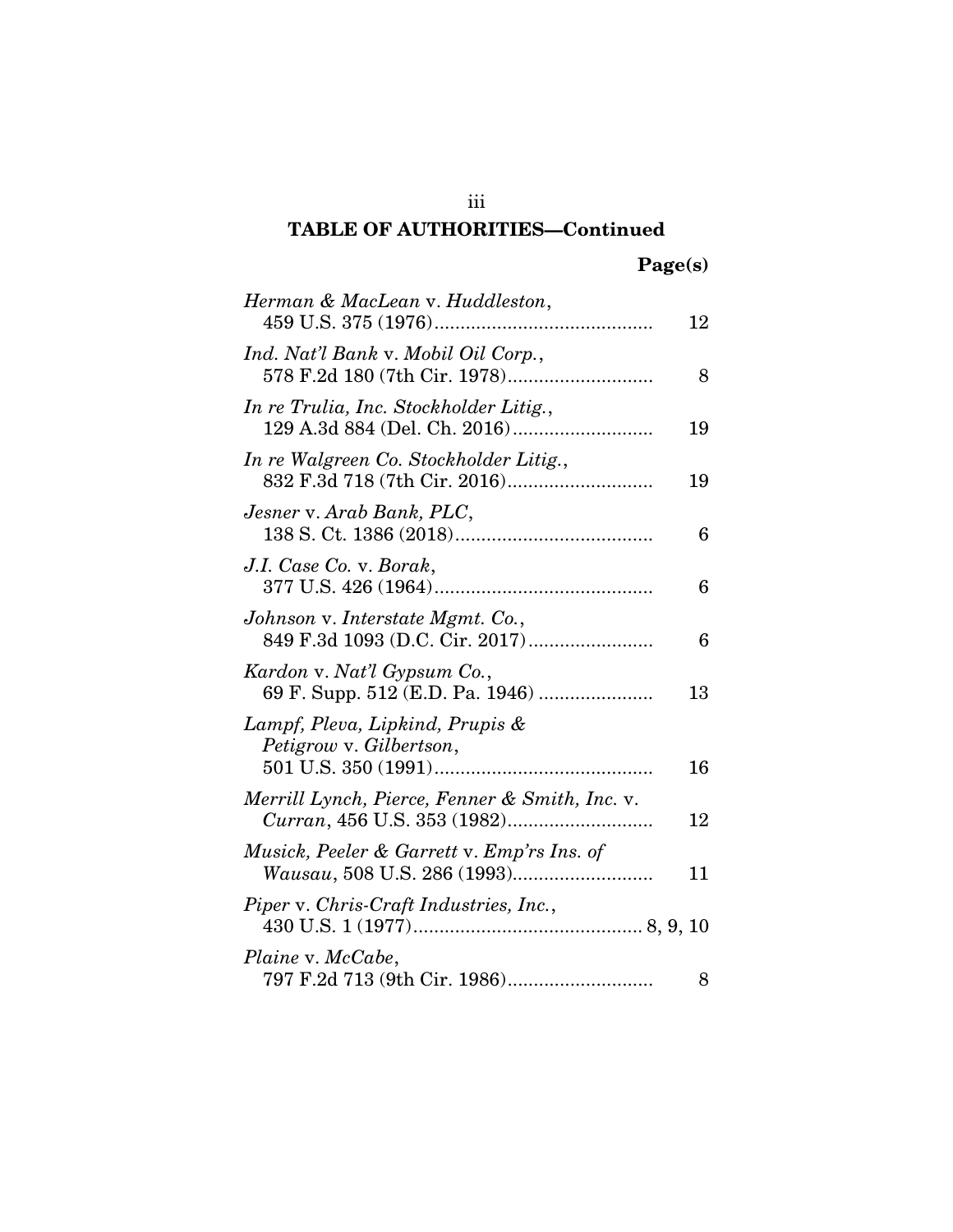## TABLE OF AUTHORITIES—Continued

| | Page(s) |
|---|---|
| *Herman & MacLean* v. *Huddleston*, 459 U.S. 375 (1976) | 12 |
| *Ind. Nat'l Bank* v. *Mobil Oil Corp.*, 578 F.2d 180 (7th Cir. 1978) | 8 |
| *In re Trulia, Inc. Stockholder Litig.*, 129 A.3d 884 (Del. Ch. 2016) | 19 |
| *In re Walgreen Co. Stockholder Litig.*, 832 F.3d 718 (7th Cir. 2016) | 19 |
| *Jesner* v. *Arab Bank, PLC*, 138 S. Ct. 1386 (2018) | 6 |
| *J.I. Case Co.* v. *Borak*, 377 U.S. 426 (1964) | 6 |
| *Johnson* v. *Interstate Mgmt. Co.*, 849 F.3d 1093 (D.C. Cir. 2017) | 6 |
| *Kardon* v. *Nat'l Gypsum Co.*, 69 F. Supp. 512 (E.D. Pa. 1946) | 13 |
| *Lampf, Pleva, Lipkind, Prupis & Petigrow* v. *Gilbertson*, 501 U.S. 350 (1991) | 16 |
| *Merrill Lynch, Pierce, Fenner & Smith, Inc.* v. *Curran*, 456 U.S. 353 (1982) | 12 |
| *Musick, Peeler & Garrett* v. *Emp'rs Ins. of Wausau*, 508 U.S. 286 (1993) | 11 |
| *Piper* v. *Chris-Craft Industries, Inc.*, 430 U.S. 1 (1977) | 8, 9, 10 |
| *Plaine* v. *McCabe*, 797 F.2d 713 (9th Cir. 1986) | 8 |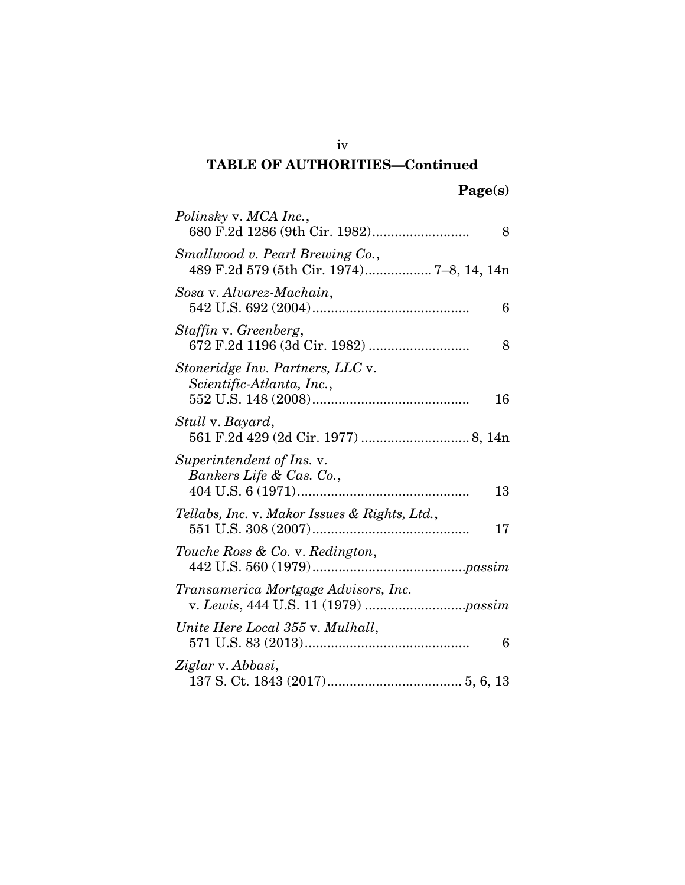## TABLE OF AUTHORITIES—Continued

**Page(s)**

*Polinsky* v. *MCA Inc.*,
680 F.2d 1286 (9th Cir. 1982) .......................... 8

*Smallwood v. Pearl Brewing Co.*,
489 F.2d 579 (5th Cir. 1974) ................. 7–8, 14, 14n

*Sosa* v. *Alvarez-Machain*,
542 U.S. 692 (2004) .......................................... 6

*Staffin* v. *Greenberg*,
672 F.2d 1196 (3d Cir. 1982) ........................... 8

*Stoneridge Inv. Partners, LLC* v. *Scientific-Atlanta, Inc.*,
552 U.S. 148 (2008) .......................................... 16

*Stull* v. *Bayard*,
561 F.2d 429 (2d Cir. 1977) ............................ 8, 14n

*Superintendent of Ins.* v. *Bankers Life & Cas. Co.*,
404 U.S. 6 (1971) .............................................. 13

*Tellabs, Inc.* v. *Makor Issues & Rights, Ltd.*,
551 U.S. 308 (2007) .......................................... 17

*Touche Ross & Co.* v. *Redington*,
442 U.S. 560 (1979) ......................................... *passim*

*Transamerica Mortgage Advisors, Inc.* v. *Lewis*, 444 U.S. 11 (1979) .......................... *passim*

*Unite Here Local 355* v. *Mulhall*,
571 U.S. 83 (2013) ............................................ 6

*Ziglar* v. *Abbasi*,
137 S. Ct. 1843 (2017) .................................... 5, 6, 13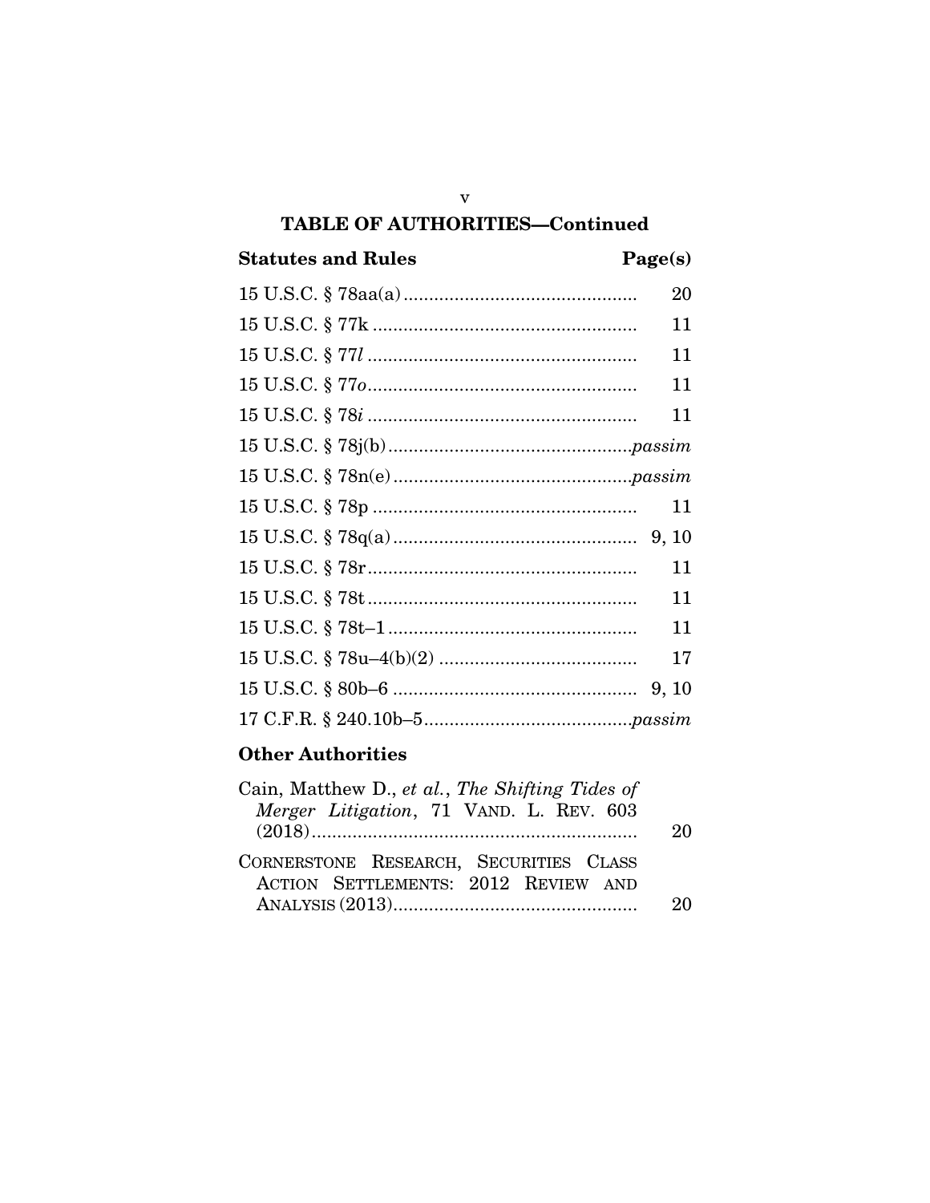## TABLE OF AUTHORITIES—Continued

| Statutes and Rules | Page(s) |
|---|---|
| 15 U.S.C. § 78aa(a) | 20 |
| 15 U.S.C. § 77k | 11 |
| 15 U.S.C. § 77*l* | 11 |
| 15 U.S.C. § 77*o* | 11 |
| 15 U.S.C. § 78*i* | 11 |
| 15 U.S.C. § 78j(b) | *passim* |
| 15 U.S.C. § 78n(e) | *passim* |
| 15 U.S.C. § 78p | 11 |
| 15 U.S.C. § 78q(a) | 9, 10 |
| 15 U.S.C. § 78r | 11 |
| 15 U.S.C. § 78t | 11 |
| 15 U.S.C. § 78t–1 | 11 |
| 15 U.S.C. § 78u–4(b)(2) | 17 |
| 15 U.S.C. § 80b–6 | 9, 10 |
| 17 C.F.R. § 240.10b–5 | *passim* |

**Other Authorities**

| | |
|---|---|
| Cain, Matthew D., *et al.*, *The Shifting Tides of Merger Litigation*, 71 VAND. L. REV. 603 (2018) | 20 |
| CORNERSTONE RESEARCH, SECURITIES CLASS ACTION SETTLEMENTS: 2012 REVIEW AND ANALYSIS (2013) | 20 |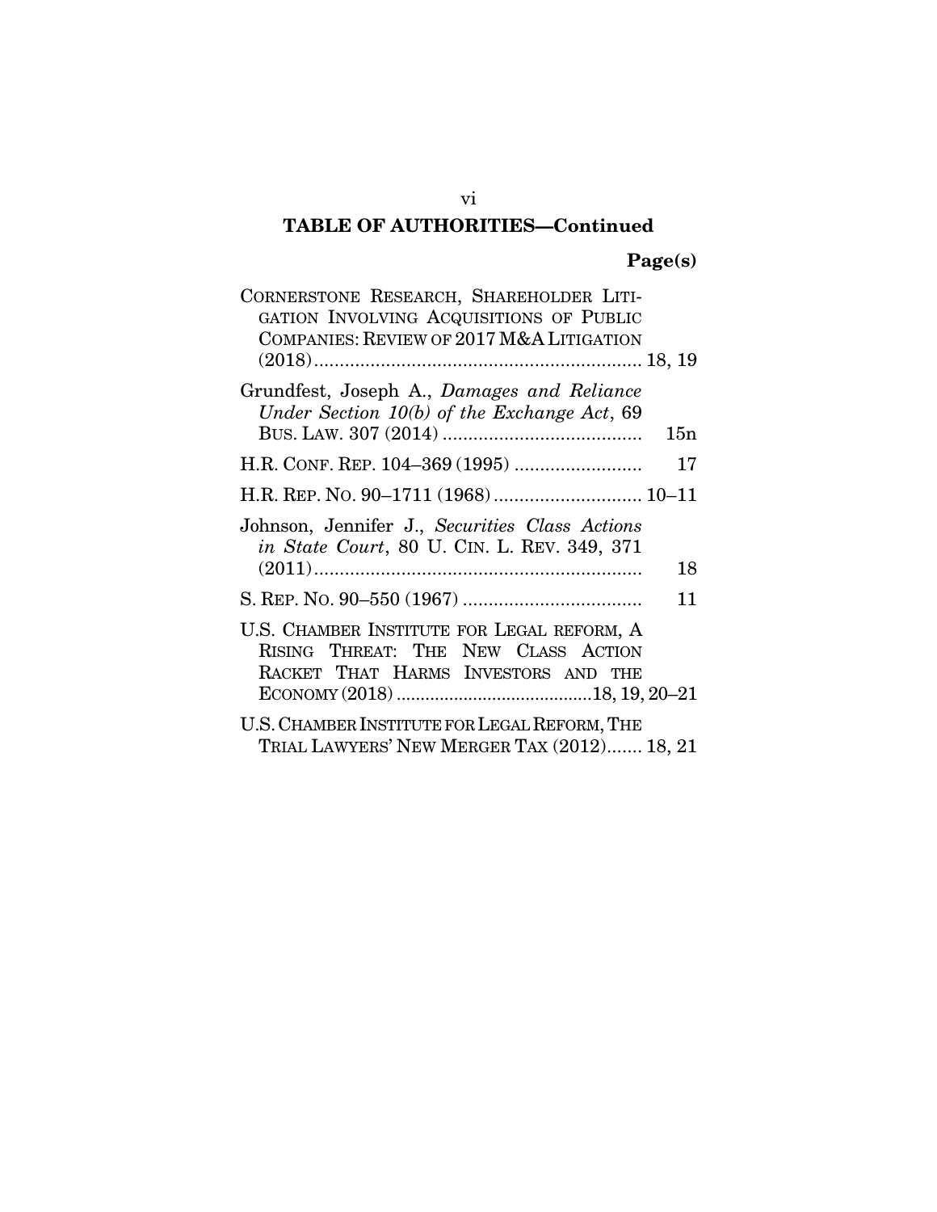## TABLE OF AUTHORITIES—Continued

| | Page(s) |
|---|---|
| CORNERSTONE RESEARCH, SHAREHOLDER LITIGATION INVOLVING ACQUISITIONS OF PUBLIC COMPANIES: REVIEW OF 2017 M&A LITIGATION (2018) | 18, 19 |
| Grundfest, Joseph A., *Damages and Reliance Under Section 10(b) of the Exchange Act*, 69 BUS. LAW. 307 (2014) | 15n |
| H.R. CONF. REP. 104–369 (1995) | 17 |
| H.R. REP. NO. 90–1711 (1968) | 10–11 |
| Johnson, Jennifer J., *Securities Class Actions in State Court*, 80 U. CIN. L. REV. 349, 371 (2011) | 18 |
| S. REP. NO. 90–550 (1967) | 11 |
| U.S. CHAMBER INSTITUTE FOR LEGAL REFORM, A RISING THREAT: THE NEW CLASS ACTION RACKET THAT HARMS INVESTORS AND THE ECONOMY (2018) | 18, 19, 20–21 |
| U.S. CHAMBER INSTITUTE FOR LEGAL REFORM, THE TRIAL LAWYERS' NEW MERGER TAX (2012) | 18, 21 |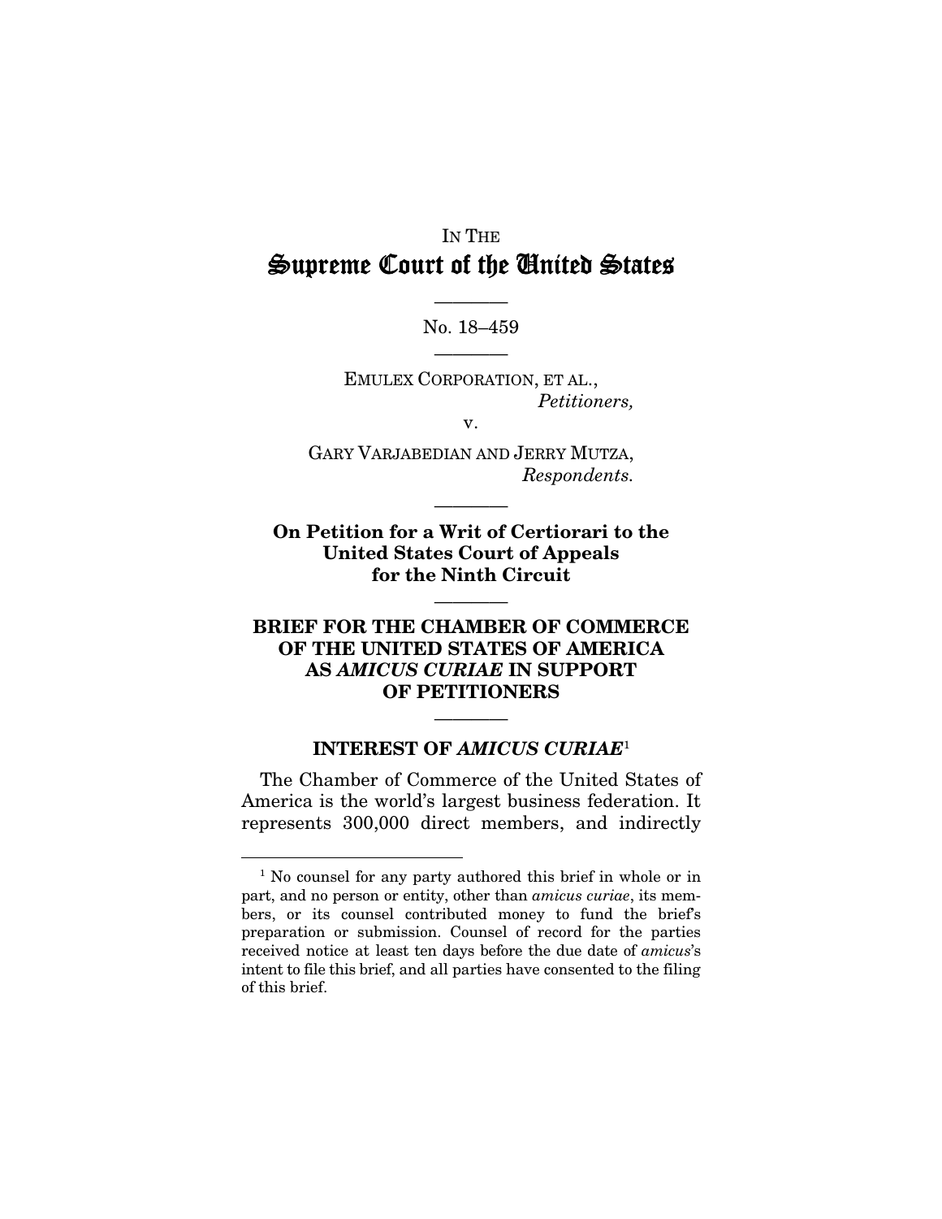IN THE

# Supreme Court of the United States

No. 18–459

EMULEX CORPORATION, ET AL.,
*Petitioners,*

v.

GARY VARJABEDIAN AND JERRY MUTZA,
*Respondents.*

**On Petition for a Writ of Certiorari to the United States Court of Appeals for the Ninth Circuit**

## BRIEF FOR THE CHAMBER OF COMMERCE OF THE UNITED STATES OF AMERICA AS *AMICUS CURIAE* IN SUPPORT OF PETITIONERS

### INTEREST OF *AMICUS CURIAE*[1]

The Chamber of Commerce of the United States of America is the world's largest business federation. It represents 300,000 direct members, and indirectly

[1] No counsel for any party authored this brief in whole or in part, and no person or entity, other than *amicus curiae*, its members, or its counsel contributed money to fund the brief's preparation or submission. Counsel of record for the parties received notice at least ten days before the due date of *amicus*'s intent to file this brief, and all parties have consented to the filing of this brief.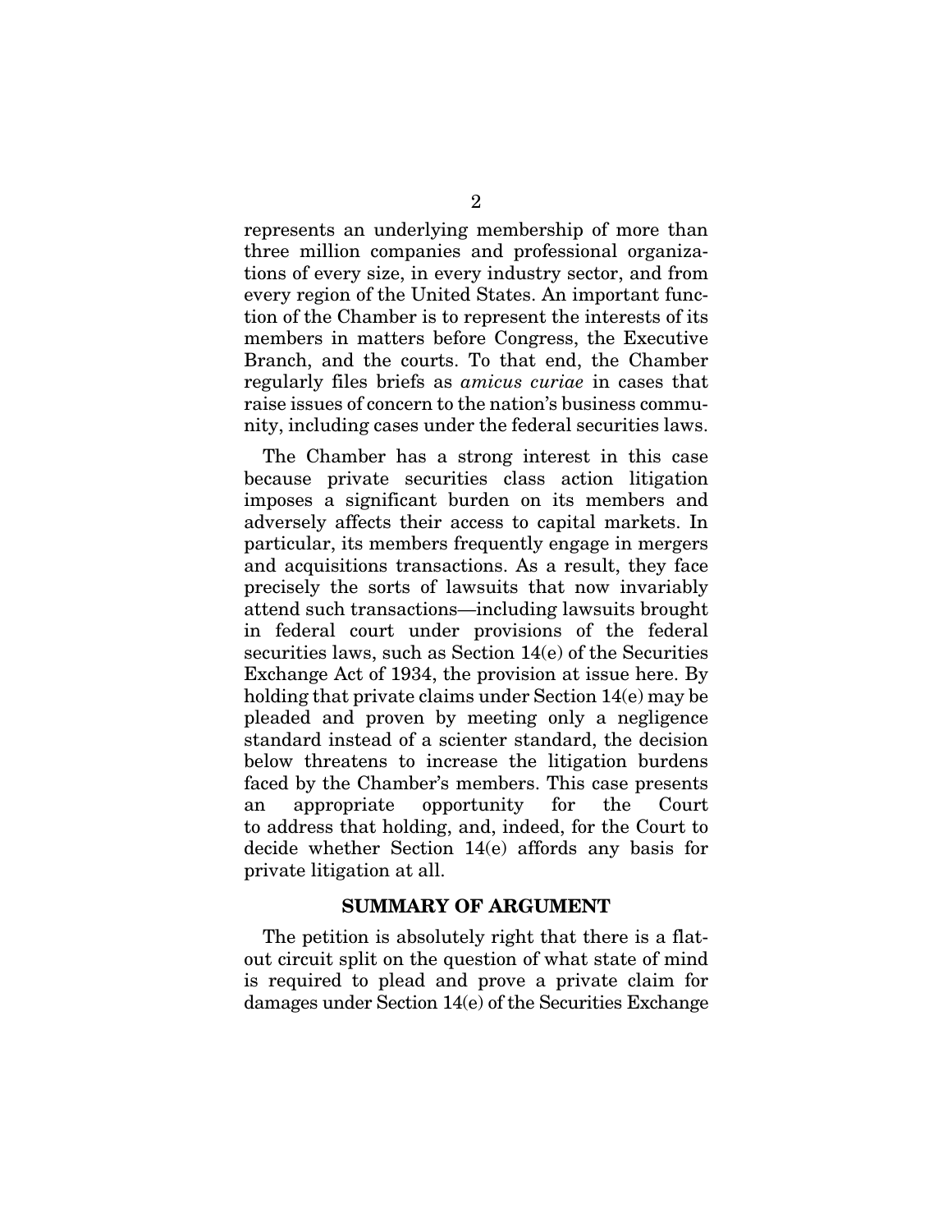represents an underlying membership of more than three million companies and professional organizations of every size, in every industry sector, and from every region of the United States. An important function of the Chamber is to represent the interests of its members in matters before Congress, the Executive Branch, and the courts. To that end, the Chamber regularly files briefs as *amicus curiae* in cases that raise issues of concern to the nation's business community, including cases under the federal securities laws.

The Chamber has a strong interest in this case because private securities class action litigation imposes a significant burden on its members and adversely affects their access to capital markets. In particular, its members frequently engage in mergers and acquisitions transactions. As a result, they face precisely the sorts of lawsuits that now invariably attend such transactions—including lawsuits brought in federal court under provisions of the federal securities laws, such as Section 14(e) of the Securities Exchange Act of 1934, the provision at issue here. By holding that private claims under Section 14(e) may be pleaded and proven by meeting only a negligence standard instead of a scienter standard, the decision below threatens to increase the litigation burdens faced by the Chamber's members. This case presents an appropriate opportunity for the Court to address that holding, and, indeed, for the Court to decide whether Section 14(e) affords any basis for private litigation at all.

## SUMMARY OF ARGUMENT

The petition is absolutely right that there is a flat-out circuit split on the question of what state of mind is required to plead and prove a private claim for damages under Section 14(e) of the Securities Exchange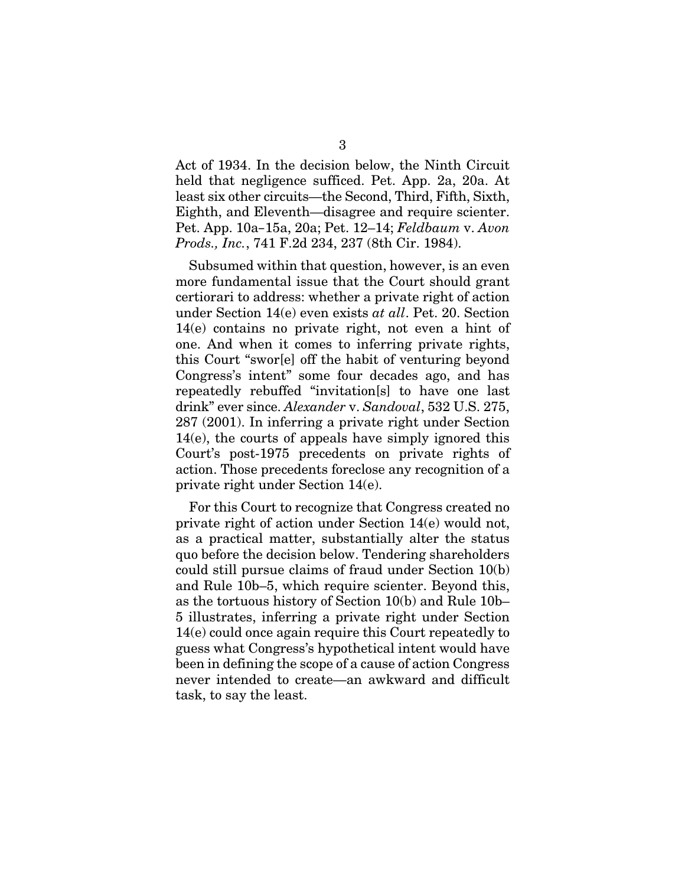Act of 1934. In the decision below, the Ninth Circuit held that negligence sufficed. Pet. App. 2a, 20a. At least six other circuits—the Second, Third, Fifth, Sixth, Eighth, and Eleventh—disagree and require scienter. Pet. App. 10a–15a, 20a; Pet. 12–14; *Feldbaum* v. *Avon Prods., Inc.*, 741 F.2d 234, 237 (8th Cir. 1984).

Subsumed within that question, however, is an even more fundamental issue that the Court should grant certiorari to address: whether a private right of action under Section 14(e) even exists *at all*. Pet. 20. Section 14(e) contains no private right, not even a hint of one. And when it comes to inferring private rights, this Court "swor[e] off the habit of venturing beyond Congress's intent" some four decades ago, and has repeatedly rebuffed "invitation[s] to have one last drink" ever since. *Alexander* v. *Sandoval*, 532 U.S. 275, 287 (2001). In inferring a private right under Section 14(e), the courts of appeals have simply ignored this Court's post-1975 precedents on private rights of action. Those precedents foreclose any recognition of a private right under Section 14(e).

For this Court to recognize that Congress created no private right of action under Section 14(e) would not, as a practical matter, substantially alter the status quo before the decision below. Tendering shareholders could still pursue claims of fraud under Section 10(b) and Rule 10b–5, which require scienter. Beyond this, as the tortuous history of Section 10(b) and Rule 10b–5 illustrates, inferring a private right under Section 14(e) could once again require this Court repeatedly to guess what Congress's hypothetical intent would have been in defining the scope of a cause of action Congress never intended to create—an awkward and difficult task, to say the least.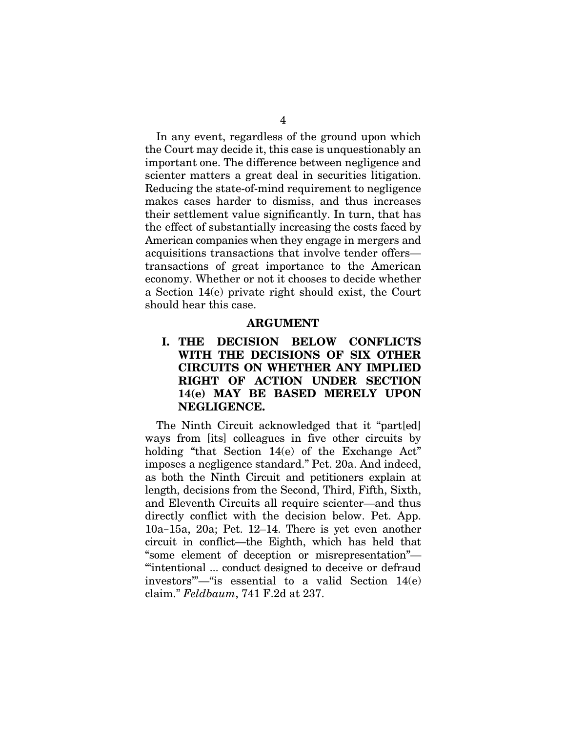In any event, regardless of the ground upon which the Court may decide it, this case is unquestionably an important one. The difference between negligence and scienter matters a great deal in securities litigation. Reducing the state-of-mind requirement to negligence makes cases harder to dismiss, and thus increases their settlement value significantly. In turn, that has the effect of substantially increasing the costs faced by American companies when they engage in mergers and acquisitions transactions that involve tender offers—transactions of great importance to the American economy. Whether or not it chooses to decide whether a Section 14(e) private right should exist, the Court should hear this case.

## ARGUMENT

### I. THE DECISION BELOW CONFLICTS WITH THE DECISIONS OF SIX OTHER CIRCUITS ON WHETHER ANY IMPLIED RIGHT OF ACTION UNDER SECTION 14(e) MAY BE BASED MERELY UPON NEGLIGENCE.

The Ninth Circuit acknowledged that it "part[ed] ways from [its] colleagues in five other circuits by holding "that Section 14(e) of the Exchange Act" imposes a negligence standard." Pet. 20a. And indeed, as both the Ninth Circuit and petitioners explain at length, decisions from the Second, Third, Fifth, Sixth, and Eleventh Circuits all require scienter—and thus directly conflict with the decision below. Pet. App. 10a–15a, 20a; Pet. 12–14. There is yet even another circuit in conflict—the Eighth, which has held that "some element of deception or misrepresentation"—"'intentional ... conduct designed to deceive or defraud investors'"—"is essential to a valid Section 14(e) claim." *Feldbaum*, 741 F.2d at 237.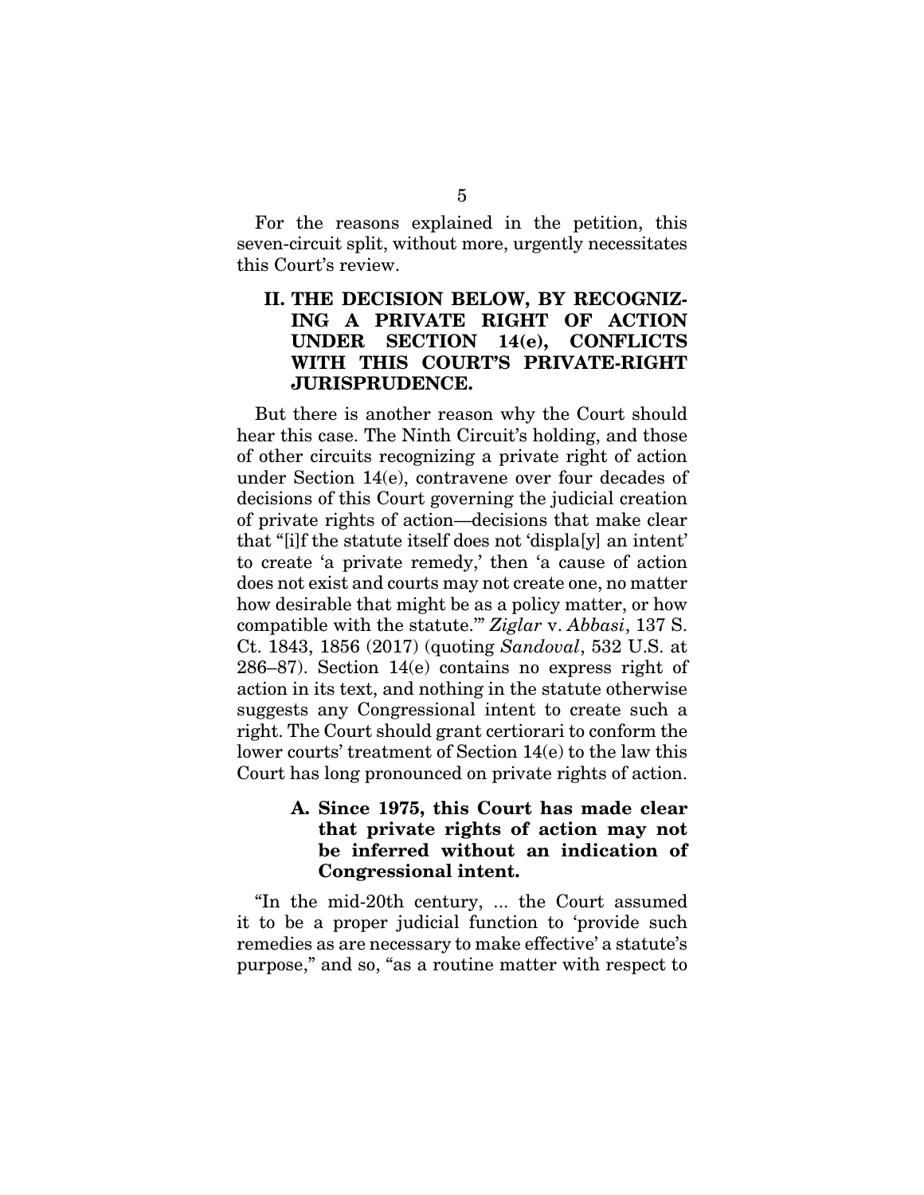For the reasons explained in the petition, this seven-circuit split, without more, urgently necessitates this Court's review.

## II. THE DECISION BELOW, BY RECOGNIZING A PRIVATE RIGHT OF ACTION UNDER SECTION 14(e), CONFLICTS WITH THIS COURT'S PRIVATE-RIGHT JURISPRUDENCE.

But there is another reason why the Court should hear this case. The Ninth Circuit's holding, and those of other circuits recognizing a private right of action under Section 14(e), contravene over four decades of decisions of this Court governing the judicial creation of private rights of action—decisions that make clear that "[i]f the statute itself does not 'displa[y] an intent' to create 'a private remedy,' then 'a cause of action does not exist and courts may not create one, no matter how desirable that might be as a policy matter, or how compatible with the statute.'" *Ziglar* v. *Abbasi*, 137 S. Ct. 1843, 1856 (2017) (quoting *Sandoval*, 532 U.S. at 286–87). Section 14(e) contains no express right of action in its text, and nothing in the statute otherwise suggests any Congressional intent to create such a right. The Court should grant certiorari to conform the lower courts' treatment of Section 14(e) to the law this Court has long pronounced on private rights of action.

### A. Since 1975, this Court has made clear that private rights of action may not be inferred without an indication of Congressional intent.

"In the mid-20th century, ... the Court assumed it to be a proper judicial function to 'provide such remedies as are necessary to make effective' a statute's purpose," and so, "as a routine matter with respect to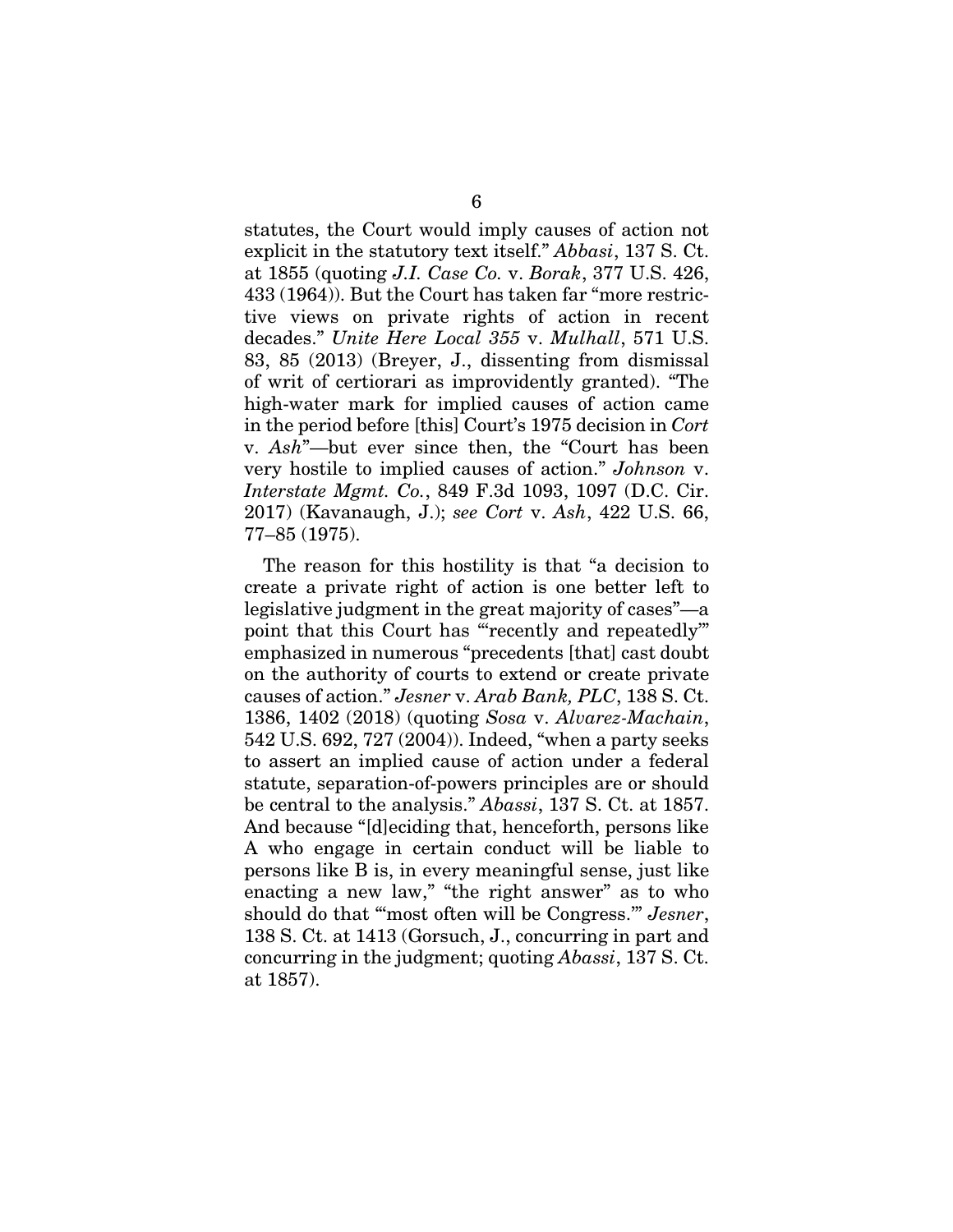statutes, the Court would imply causes of action not explicit in the statutory text itself." *Abbasi*, 137 S. Ct. at 1855 (quoting *J.I. Case Co.* v. *Borak*, 377 U.S. 426, 433 (1964)). But the Court has taken far "more restrictive views on private rights of action in recent decades." *Unite Here Local 355* v. *Mulhall*, 571 U.S. 83, 85 (2013) (Breyer, J., dissenting from dismissal of writ of certiorari as improvidently granted). "The high-water mark for implied causes of action came in the period before [this] Court's 1975 decision in *Cort* v. *Ash*"—but ever since then, the "Court has been very hostile to implied causes of action." *Johnson* v. *Interstate Mgmt. Co.*, 849 F.3d 1093, 1097 (D.C. Cir. 2017) (Kavanaugh, J.); *see Cort* v. *Ash*, 422 U.S. 66, 77–85 (1975).

The reason for this hostility is that "a decision to create a private right of action is one better left to legislative judgment in the great majority of cases"—a point that this Court has "'recently and repeatedly'" emphasized in numerous "precedents [that] cast doubt on the authority of courts to extend or create private causes of action." *Jesner* v. *Arab Bank, PLC*, 138 S. Ct. 1386, 1402 (2018) (quoting *Sosa* v. *Alvarez-Machain*, 542 U.S. 692, 727 (2004)). Indeed, "when a party seeks to assert an implied cause of action under a federal statute, separation-of-powers principles are or should be central to the analysis." *Abassi*, 137 S. Ct. at 1857. And because "[d]eciding that, henceforth, persons like A who engage in certain conduct will be liable to persons like B is, in every meaningful sense, just like enacting a new law," "the right answer" as to who should do that "'most often will be Congress.'" *Jesner*, 138 S. Ct. at 1413 (Gorsuch, J., concurring in part and concurring in the judgment; quoting *Abassi*, 137 S. Ct. at 1857).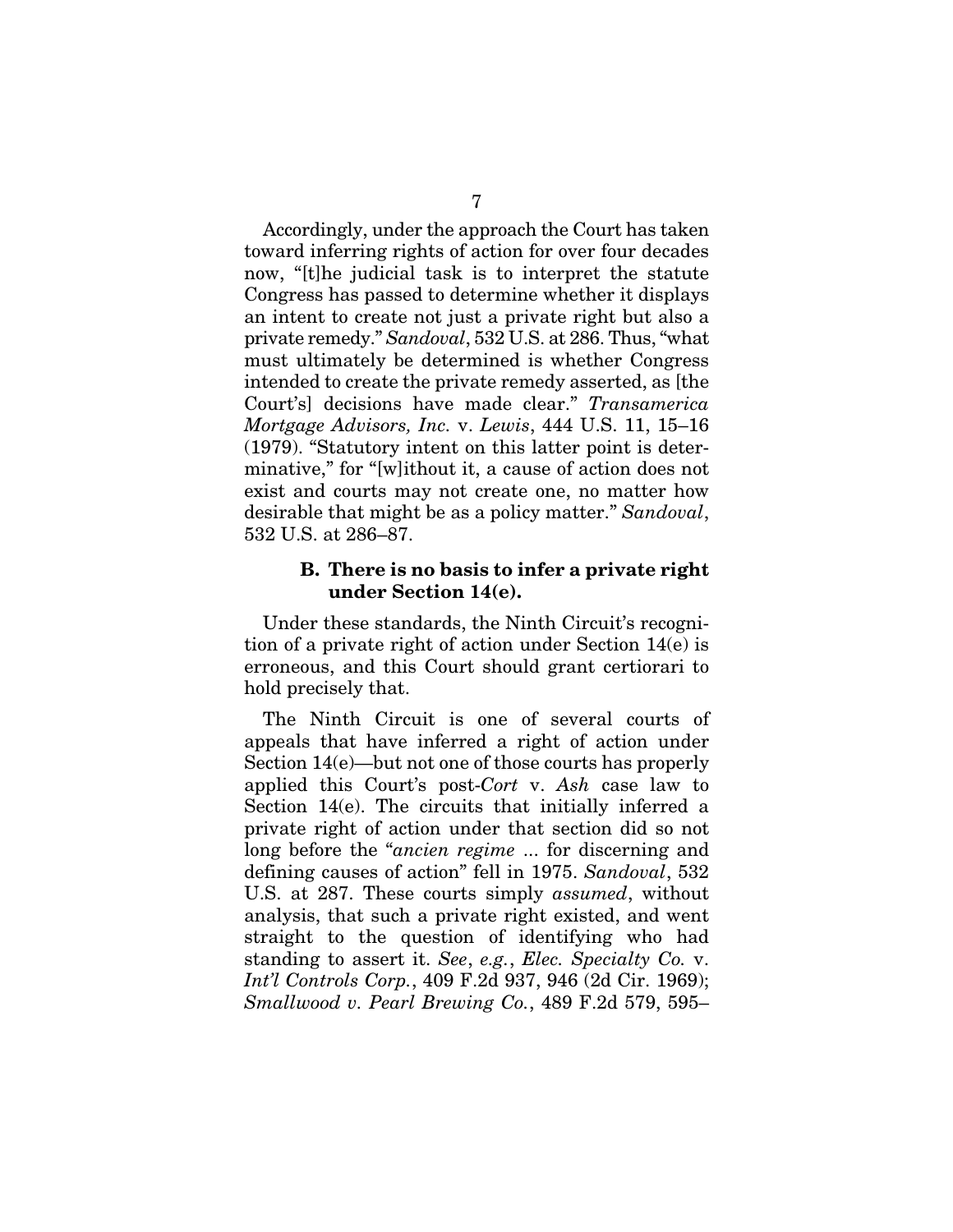Accordingly, under the approach the Court has taken toward inferring rights of action for over four decades now, "[t]he judicial task is to interpret the statute Congress has passed to determine whether it displays an intent to create not just a private right but also a private remedy." *Sandoval*, 532 U.S. at 286. Thus, "what must ultimately be determined is whether Congress intended to create the private remedy asserted, as [the Court's] decisions have made clear." *Transamerica Mortgage Advisors, Inc.* v. *Lewis*, 444 U.S. 11, 15–16 (1979). "Statutory intent on this latter point is determinative," for "[w]ithout it, a cause of action does not exist and courts may not create one, no matter how desirable that might be as a policy matter." *Sandoval*, 532 U.S. at 286–87.

### B. There is no basis to infer a private right under Section 14(e).

Under these standards, the Ninth Circuit's recognition of a private right of action under Section 14(e) is erroneous, and this Court should grant certiorari to hold precisely that.

The Ninth Circuit is one of several courts of appeals that have inferred a right of action under Section 14(e)—but not one of those courts has properly applied this Court's post-*Cort* v. *Ash* case law to Section 14(e). The circuits that initially inferred a private right of action under that section did so not long before the "*ancien regime* ... for discerning and defining causes of action" fell in 1975. *Sandoval*, 532 U.S. at 287. These courts simply *assumed*, without analysis, that such a private right existed, and went straight to the question of identifying who had standing to assert it. *See*, *e.g.*, *Elec. Specialty Co.* v. *Int'l Controls Corp.*, 409 F.2d 937, 946 (2d Cir. 1969); *Smallwood v. Pearl Brewing Co.*, 489 F.2d 579, 595–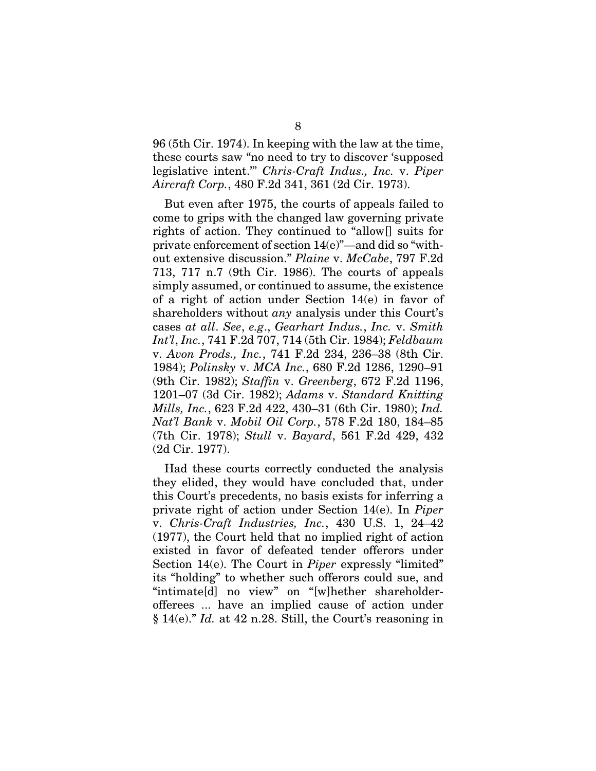96 (5th Cir. 1974). In keeping with the law at the time, these courts saw "no need to try to discover 'supposed legislative intent.'" *Chris-Craft Indus., Inc.* v. *Piper Aircraft Corp.*, 480 F.2d 341, 361 (2d Cir. 1973).

But even after 1975, the courts of appeals failed to come to grips with the changed law governing private rights of action. They continued to "allow[] suits for private enforcement of section 14(e)"—and did so "without extensive discussion." *Plaine* v. *McCabe*, 797 F.2d 713, 717 n.7 (9th Cir. 1986). The courts of appeals simply assumed, or continued to assume, the existence of a right of action under Section 14(e) in favor of shareholders without *any* analysis under this Court's cases *at all*. *See*, *e.g*., *Gearhart Indus., Inc.* v. *Smith Int'l, Inc.*, 741 F.2d 707, 714 (5th Cir. 1984); *Feldbaum* v. *Avon Prods., Inc.*, 741 F.2d 234, 236–38 (8th Cir. 1984); *Polinsky* v. *MCA Inc.*, 680 F.2d 1286, 1290–91 (9th Cir. 1982); *Staffin* v. *Greenberg*, 672 F.2d 1196, 1201–07 (3d Cir. 1982); *Adams* v. *Standard Knitting Mills, Inc.*, 623 F.2d 422, 430–31 (6th Cir. 1980); *Ind. Nat'l Bank* v. *Mobil Oil Corp.*, 578 F.2d 180, 184–85 (7th Cir. 1978); *Stull* v. *Bayard*, 561 F.2d 429, 432 (2d Cir. 1977).

Had these courts correctly conducted the analysis they elided, they would have concluded that, under this Court's precedents, no basis exists for inferring a private right of action under Section 14(e). In *Piper* v. *Chris-Craft Industries, Inc.*, 430 U.S. 1, 24–42 (1977), the Court held that no implied right of action existed in favor of defeated tender offerors under Section 14(e). The Court in *Piper* expressly "limited" its "holding" to whether such offerors could sue, and "intimate[d] no view" on "[w]hether shareholder-offerees ... have an implied cause of action under § 14(e)." *Id.* at 42 n.28. Still, the Court's reasoning in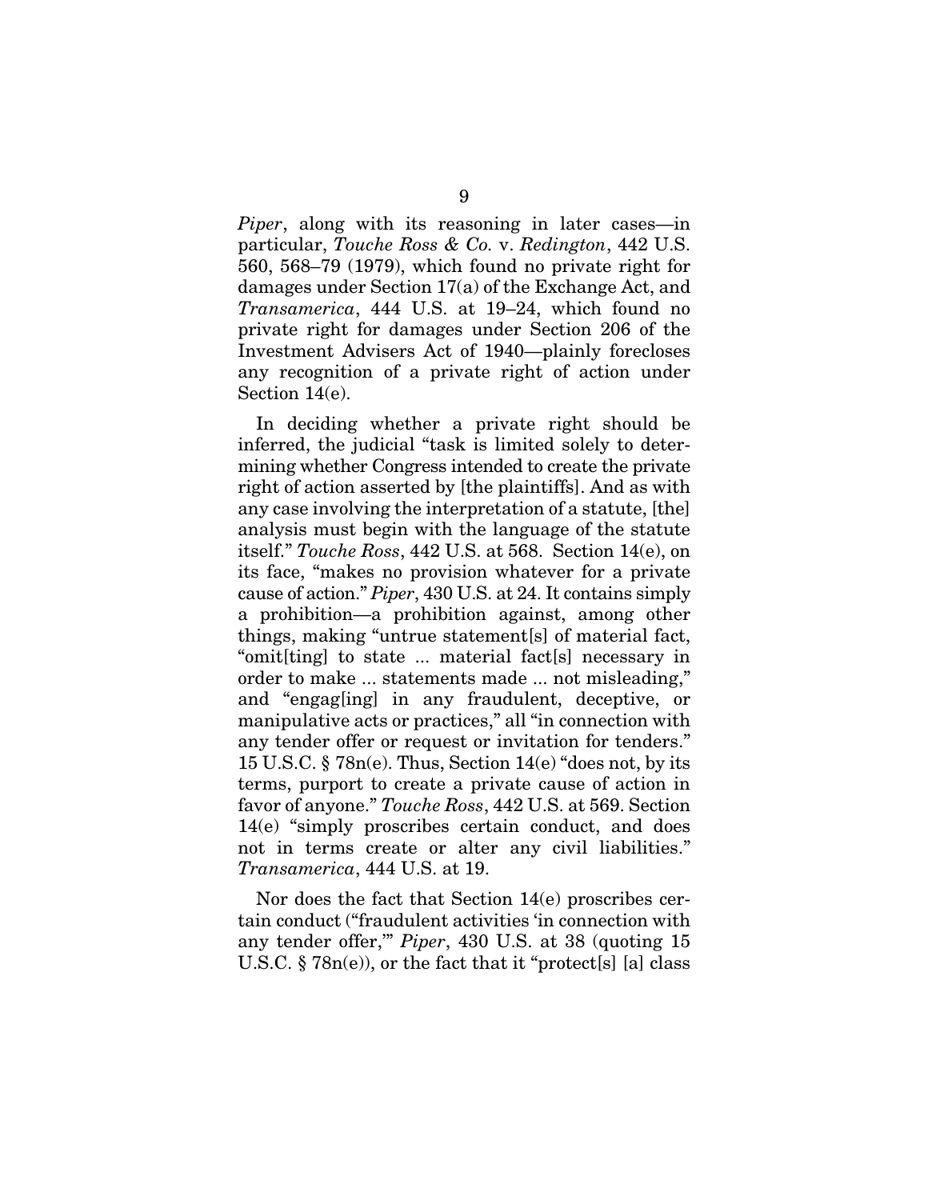*Piper*, along with its reasoning in later cases—in particular, *Touche Ross & Co.* v. *Redington*, 442 U.S. 560, 568–79 (1979), which found no private right for damages under Section 17(a) of the Exchange Act, and *Transamerica*, 444 U.S. at 19–24, which found no private right for damages under Section 206 of the Investment Advisers Act of 1940—plainly forecloses any recognition of a private right of action under Section 14(e).

In deciding whether a private right should be inferred, the judicial "task is limited solely to determining whether Congress intended to create the private right of action asserted by [the plaintiffs]. And as with any case involving the interpretation of a statute, [the] analysis must begin with the language of the statute itself." *Touche Ross*, 442 U.S. at 568. Section 14(e), on its face, "makes no provision whatever for a private cause of action." *Piper*, 430 U.S. at 24. It contains simply a prohibition—a prohibition against, among other things, making "untrue statement[s] of material fact, "omit[ting] to state ... material fact[s] necessary in order to make ... statements made ... not misleading," and "engag[ing] in any fraudulent, deceptive, or manipulative acts or practices," all "in connection with any tender offer or request or invitation for tenders." 15 U.S.C. § 78n(e). Thus, Section 14(e) "does not, by its terms, purport to create a private cause of action in favor of anyone." *Touche Ross*, 442 U.S. at 569. Section 14(e) "simply proscribes certain conduct, and does not in terms create or alter any civil liabilities." *Transamerica*, 444 U.S. at 19.

Nor does the fact that Section 14(e) proscribes certain conduct ("fraudulent activities 'in connection with any tender offer,'" *Piper*, 430 U.S. at 38 (quoting 15 U.S.C. § 78n(e)), or the fact that it "protect[s] [a] class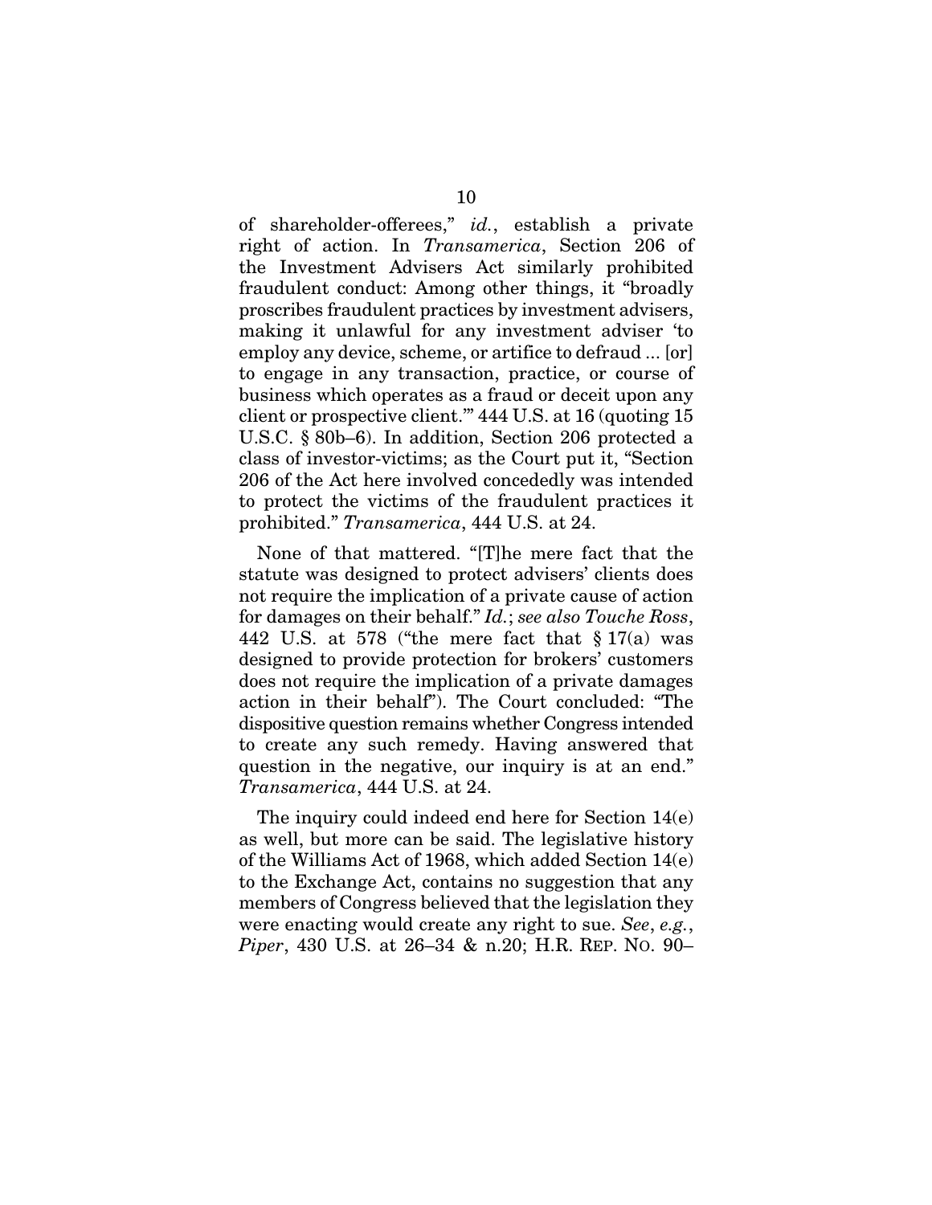of shareholder-offerees," *id.*, establish a private right of action. In *Transamerica*, Section 206 of the Investment Advisers Act similarly prohibited fraudulent conduct: Among other things, it "broadly proscribes fraudulent practices by investment advisers, making it unlawful for any investment adviser 'to employ any device, scheme, or artifice to defraud ... [or] to engage in any transaction, practice, or course of business which operates as a fraud or deceit upon any client or prospective client.'" 444 U.S. at 16 (quoting 15 U.S.C. § 80b–6). In addition, Section 206 protected a class of investor-victims; as the Court put it, "Section 206 of the Act here involved concededly was intended to protect the victims of the fraudulent practices it prohibited." *Transamerica*, 444 U.S. at 24.

None of that mattered. "[T]he mere fact that the statute was designed to protect advisers' clients does not require the implication of a private cause of action for damages on their behalf." *Id.*; *see also Touche Ross*, 442 U.S. at 578 ("the mere fact that § 17(a) was designed to provide protection for brokers' customers does not require the implication of a private damages action in their behalf"). The Court concluded: "The dispositive question remains whether Congress intended to create any such remedy. Having answered that question in the negative, our inquiry is at an end." *Transamerica*, 444 U.S. at 24.

The inquiry could indeed end here for Section 14(e) as well, but more can be said. The legislative history of the Williams Act of 1968, which added Section 14(e) to the Exchange Act, contains no suggestion that any members of Congress believed that the legislation they were enacting would create any right to sue. *See*, *e.g.*, *Piper*, 430 U.S. at 26–34 & n.20; H.R. REP. NO. 90–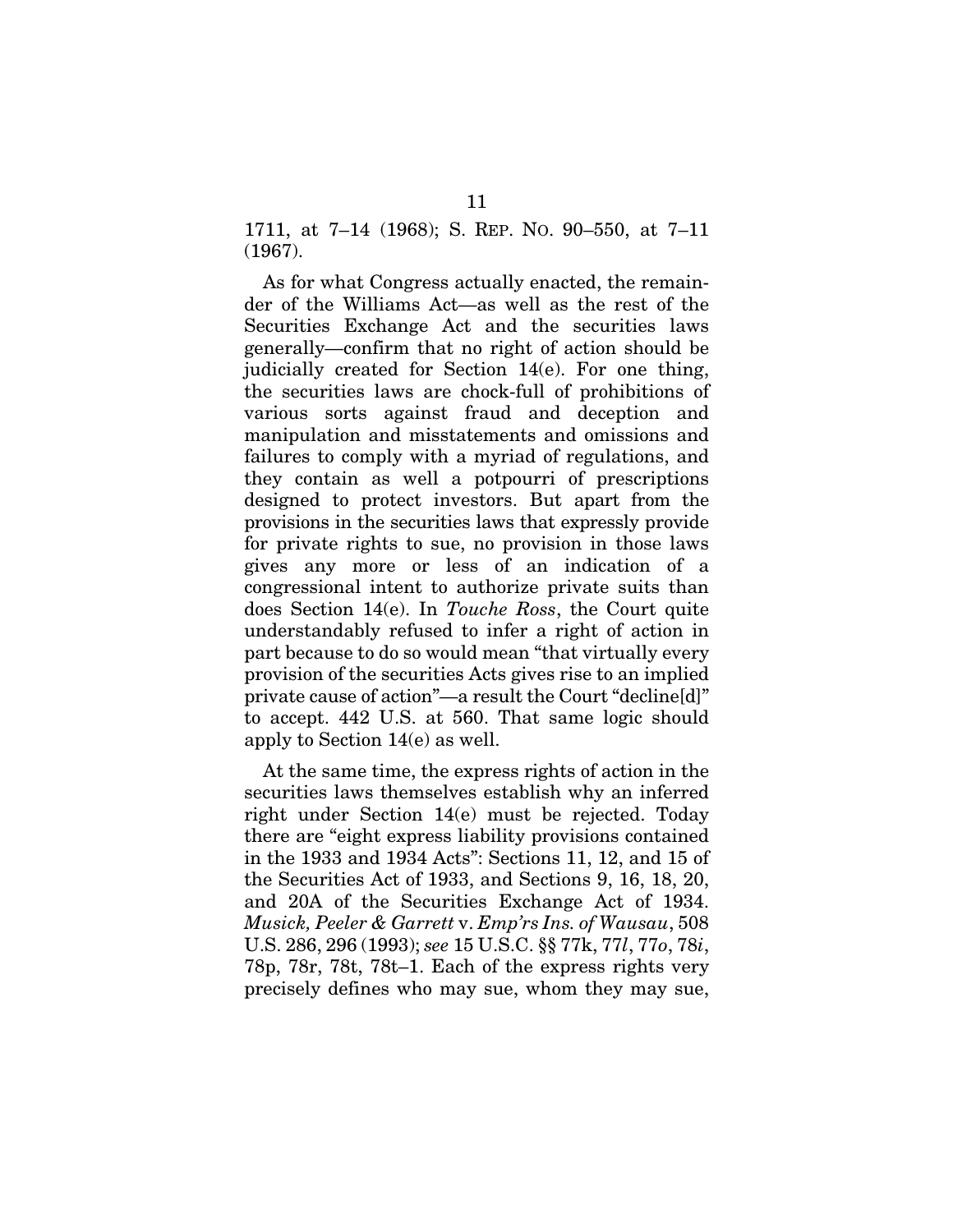1711, at 7–14 (1968); S. REP. NO. 90–550, at 7–11 (1967).

As for what Congress actually enacted, the remainder of the Williams Act—as well as the rest of the Securities Exchange Act and the securities laws generally—confirm that no right of action should be judicially created for Section 14(e). For one thing, the securities laws are chock-full of prohibitions of various sorts against fraud and deception and manipulation and misstatements and omissions and failures to comply with a myriad of regulations, and they contain as well a potpourri of prescriptions designed to protect investors. But apart from the provisions in the securities laws that expressly provide for private rights to sue, no provision in those laws gives any more or less of an indication of a congressional intent to authorize private suits than does Section 14(e). In *Touche Ross*, the Court quite understandably refused to infer a right of action in part because to do so would mean "that virtually every provision of the securities Acts gives rise to an implied private cause of action"—a result the Court "decline[d]" to accept. 442 U.S. at 560. That same logic should apply to Section 14(e) as well.

At the same time, the express rights of action in the securities laws themselves establish why an inferred right under Section 14(e) must be rejected. Today there are "eight express liability provisions contained in the 1933 and 1934 Acts": Sections 11, 12, and 15 of the Securities Act of 1933, and Sections 9, 16, 18, 20, and 20A of the Securities Exchange Act of 1934. *Musick, Peeler & Garrett* v. *Emp'rs Ins. of Wausau*, 508 U.S. 286, 296 (1993); *see* 15 U.S.C. §§ 77k, 77*l*, 77*o*, 78*i*, 78p, 78r, 78t, 78t–1. Each of the express rights very precisely defines who may sue, whom they may sue,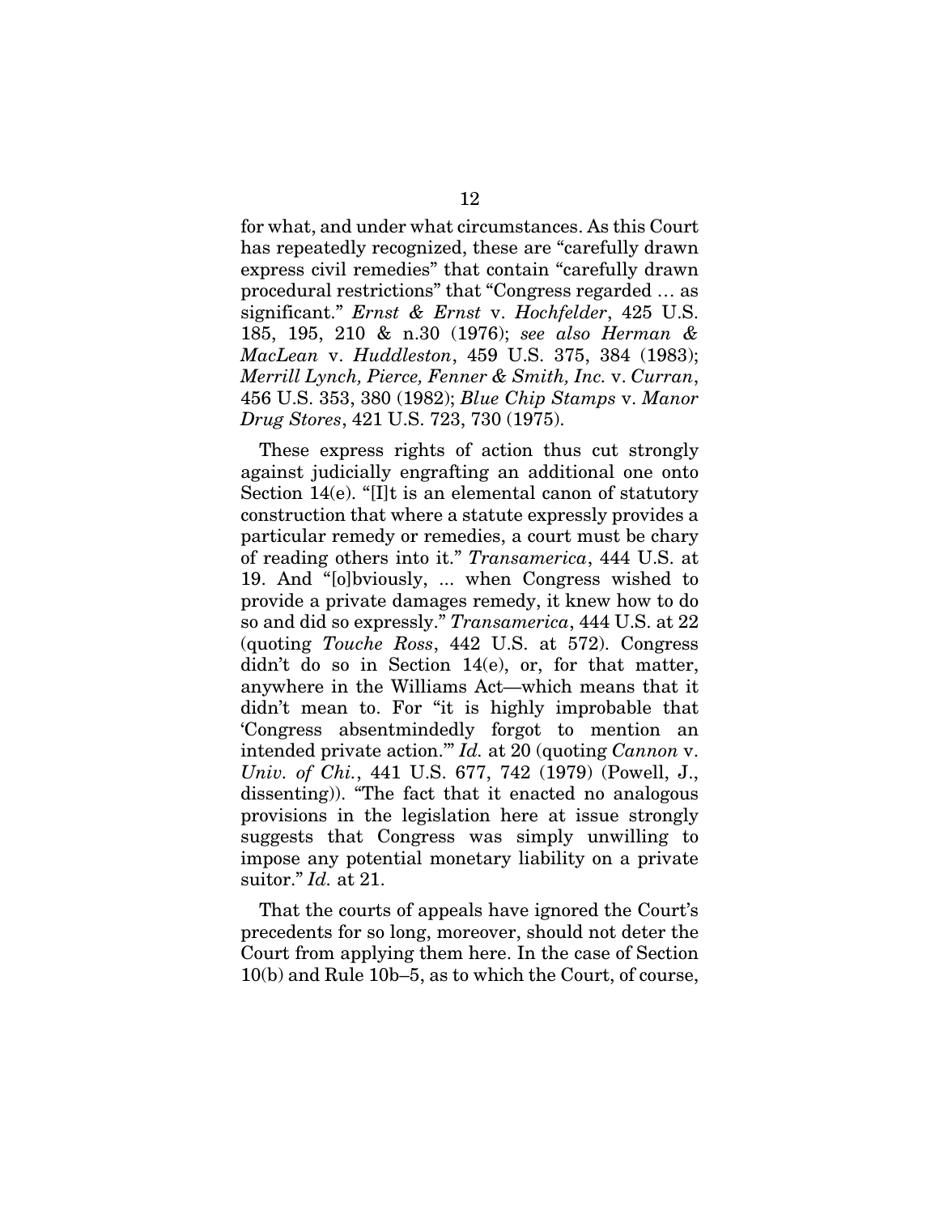for what, and under what circumstances. As this Court has repeatedly recognized, these are "carefully drawn express civil remedies" that contain "carefully drawn procedural restrictions" that "Congress regarded … as significant." *Ernst & Ernst* v. *Hochfelder*, 425 U.S. 185, 195, 210 & n.30 (1976); *see also Herman & MacLean* v. *Huddleston*, 459 U.S. 375, 384 (1983); *Merrill Lynch, Pierce, Fenner & Smith, Inc.* v. *Curran*, 456 U.S. 353, 380 (1982); *Blue Chip Stamps* v. *Manor Drug Stores*, 421 U.S. 723, 730 (1975).

These express rights of action thus cut strongly against judicially engrafting an additional one onto Section 14(e). "[I]t is an elemental canon of statutory construction that where a statute expressly provides a particular remedy or remedies, a court must be chary of reading others into it." *Transamerica*, 444 U.S. at 19. And "[o]bviously, ... when Congress wished to provide a private damages remedy, it knew how to do so and did so expressly." *Transamerica*, 444 U.S. at 22 (quoting *Touche Ross*, 442 U.S. at 572). Congress didn't do so in Section 14(e), or, for that matter, anywhere in the Williams Act—which means that it didn't mean to. For "it is highly improbable that 'Congress absentmindedly forgot to mention an intended private action.'" *Id.* at 20 (quoting *Cannon* v. *Univ. of Chi.*, 441 U.S. 677, 742 (1979) (Powell, J., dissenting)). "The fact that it enacted no analogous provisions in the legislation here at issue strongly suggests that Congress was simply unwilling to impose any potential monetary liability on a private suitor." *Id.* at 21.

That the courts of appeals have ignored the Court's precedents for so long, moreover, should not deter the Court from applying them here. In the case of Section 10(b) and Rule 10b–5, as to which the Court, of course,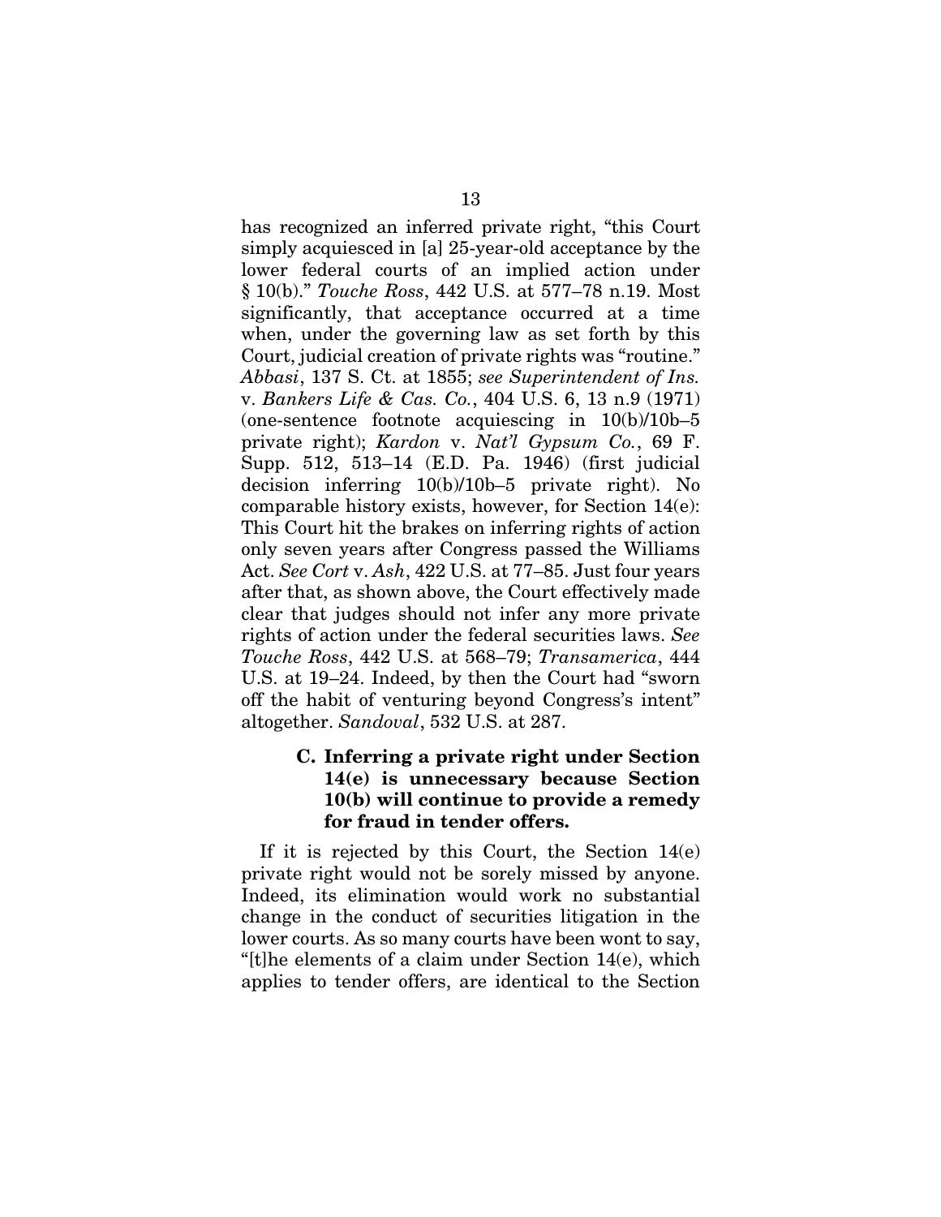has recognized an inferred private right, "this Court simply acquiesced in [a] 25-year-old acceptance by the lower federal courts of an implied action under § 10(b)." *Touche Ross*, 442 U.S. at 577–78 n.19. Most significantly, that acceptance occurred at a time when, under the governing law as set forth by this Court, judicial creation of private rights was "routine." *Abbasi*, 137 S. Ct. at 1855; *see Superintendent of Ins.* v. *Bankers Life & Cas. Co.*, 404 U.S. 6, 13 n.9 (1971) (one-sentence footnote acquiescing in 10(b)/10b–5 private right); *Kardon* v. *Nat'l Gypsum Co.*, 69 F. Supp. 512, 513–14 (E.D. Pa. 1946) (first judicial decision inferring 10(b)/10b–5 private right). No comparable history exists, however, for Section 14(e): This Court hit the brakes on inferring rights of action only seven years after Congress passed the Williams Act. *See Cort* v. *Ash*, 422 U.S. at 77–85. Just four years after that, as shown above, the Court effectively made clear that judges should not infer any more private rights of action under the federal securities laws. *See Touche Ross*, 442 U.S. at 568–79; *Transamerica*, 444 U.S. at 19–24. Indeed, by then the Court had "sworn off the habit of venturing beyond Congress's intent" altogether. *Sandoval*, 532 U.S. at 287.

### C. Inferring a private right under Section 14(e) is unnecessary because Section 10(b) will continue to provide a remedy for fraud in tender offers.

If it is rejected by this Court, the Section 14(e) private right would not be sorely missed by anyone. Indeed, its elimination would work no substantial change in the conduct of securities litigation in the lower courts. As so many courts have been wont to say, "[t]he elements of a claim under Section 14(e), which applies to tender offers, are identical to the Section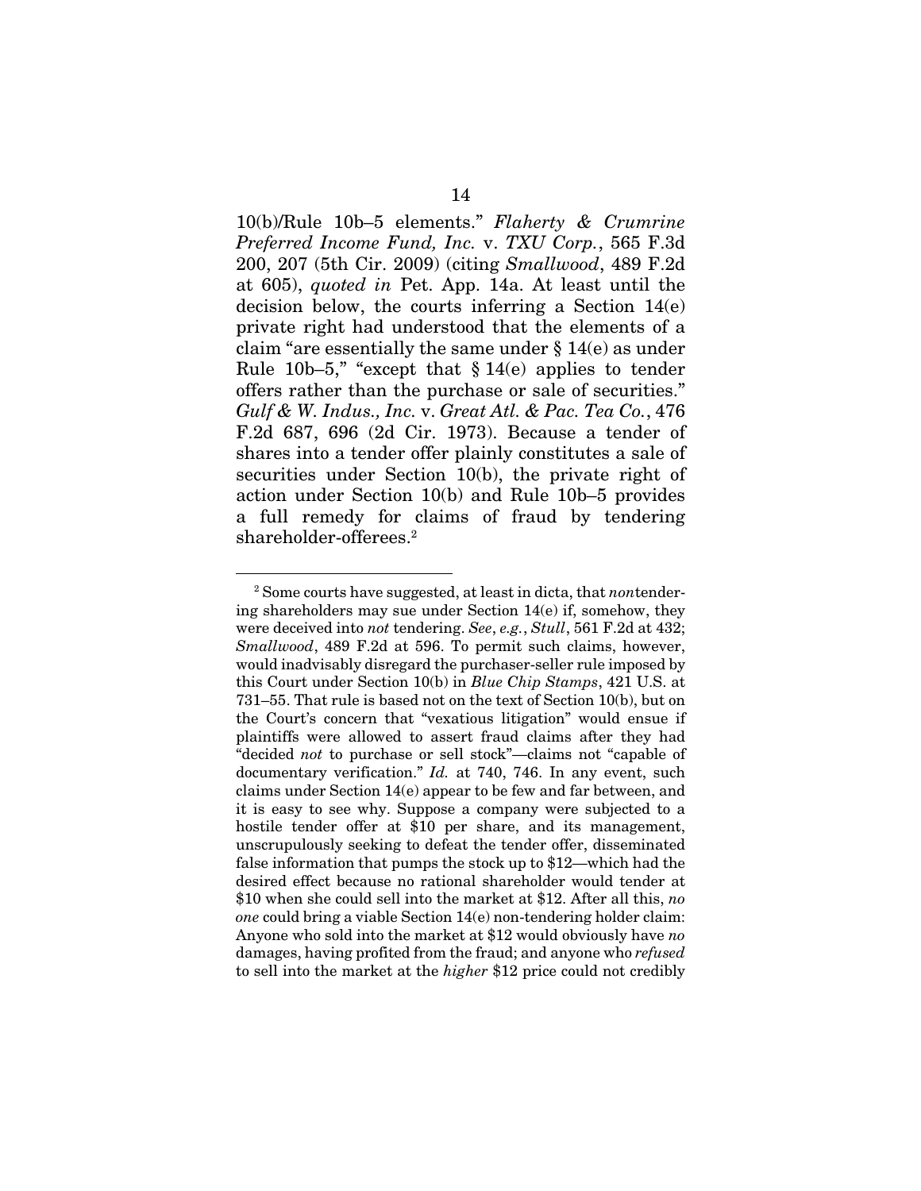10(b)/Rule 10b–5 elements." *Flaherty & Crumrine Preferred Income Fund, Inc.* v. *TXU Corp.*, 565 F.3d 200, 207 (5th Cir. 2009) (citing *Smallwood*, 489 F.2d at 605), *quoted in* Pet. App. 14a. At least until the decision below, the courts inferring a Section 14(e) private right had understood that the elements of a claim "are essentially the same under § 14(e) as under Rule 10b–5," "except that § 14(e) applies to tender offers rather than the purchase or sale of securities." *Gulf & W. Indus., Inc.* v. *Great Atl. & Pac. Tea Co.*, 476 F.2d 687, 696 (2d Cir. 1973). Because a tender of shares into a tender offer plainly constitutes a sale of securities under Section 10(b), the private right of action under Section 10(b) and Rule 10b–5 provides a full remedy for claims of fraud by tendering shareholder-offerees.[2]

---

[2] Some courts have suggested, at least in dicta, that *non*tendering shareholders may sue under Section 14(e) if, somehow, they were deceived into *not* tendering. *See*, *e.g.*, *Stull*, 561 F.2d at 432; *Smallwood*, 489 F.2d at 596. To permit such claims, however, would inadvisably disregard the purchaser-seller rule imposed by this Court under Section 10(b) in *Blue Chip Stamps*, 421 U.S. at 731–55. That rule is based not on the text of Section 10(b), but on the Court's concern that "vexatious litigation" would ensue if plaintiffs were allowed to assert fraud claims after they had "decided *not* to purchase or sell stock"—claims not "capable of documentary verification." *Id.* at 740, 746. In any event, such claims under Section 14(e) appear to be few and far between, and it is easy to see why. Suppose a company were subjected to a hostile tender offer at \$10 per share, and its management, unscrupulously seeking to defeat the tender offer, disseminated false information that pumps the stock up to \$12—which had the desired effect because no rational shareholder would tender at \$10 when she could sell into the market at \$12. After all this, *no one* could bring a viable Section 14(e) non-tendering holder claim: Anyone who sold into the market at \$12 would obviously have *no* damages, having profited from the fraud; and anyone who *refused* to sell into the market at the *higher* \$12 price could not credibly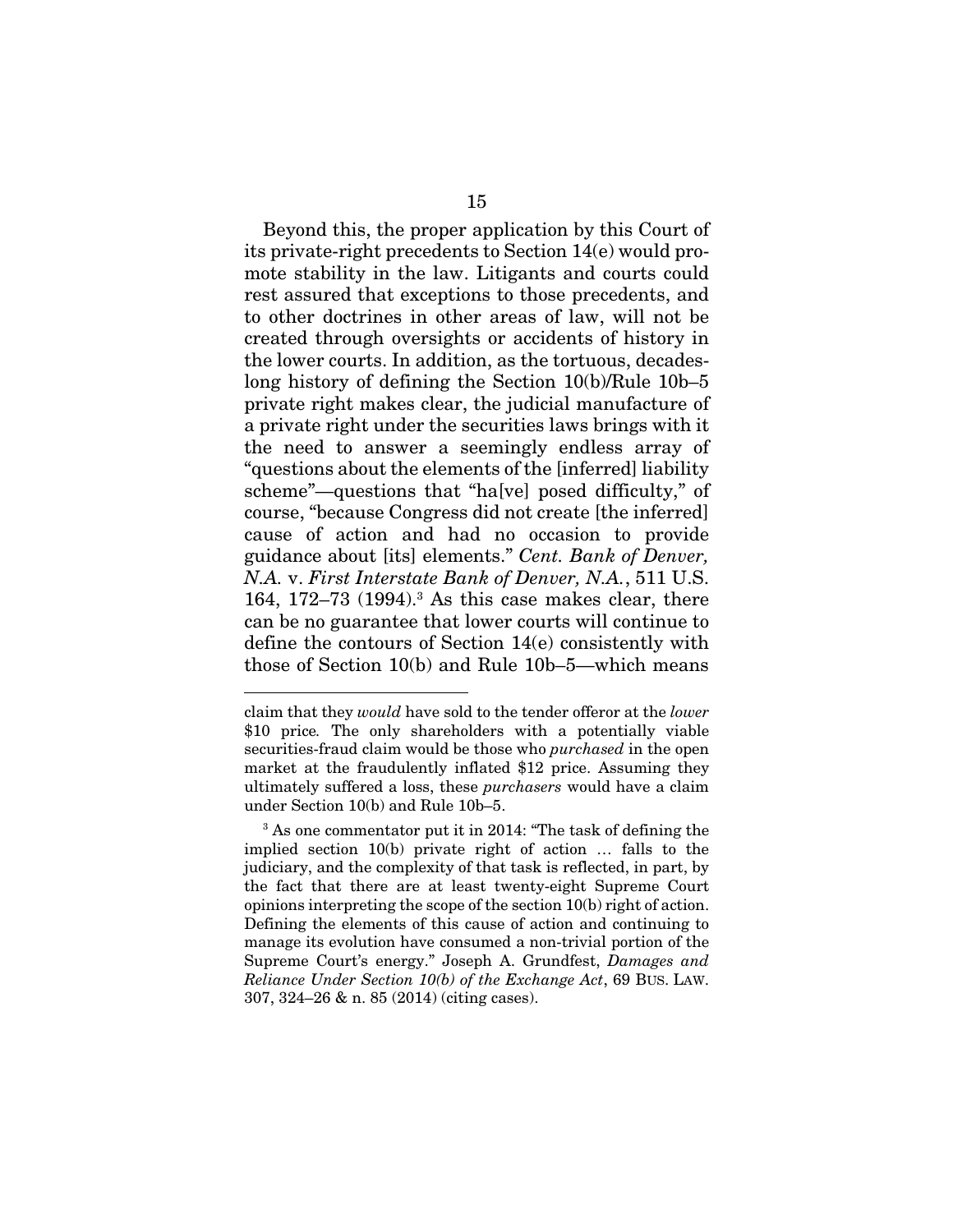Beyond this, the proper application by this Court of its private-right precedents to Section 14(e) would promote stability in the law. Litigants and courts could rest assured that exceptions to those precedents, and to other doctrines in other areas of law, will not be created through oversights or accidents of history in the lower courts. In addition, as the tortuous, decades-long history of defining the Section 10(b)/Rule 10b–5 private right makes clear, the judicial manufacture of a private right under the securities laws brings with it the need to answer a seemingly endless array of "questions about the elements of the [inferred] liability scheme"—questions that "ha[ve] posed difficulty," of course, "because Congress did not create [the inferred] cause of action and had no occasion to provide guidance about [its] elements." *Cent. Bank of Denver, N.A.* v. *First Interstate Bank of Denver, N.A.*, 511 U.S. 164, 172–73 (1994).[3] As this case makes clear, there can be no guarantee that lower courts will continue to define the contours of Section 14(e) consistently with those of Section 10(b) and Rule 10b–5—which means

---

claim that they *would* have sold to the tender offeror at the *lower* \$10 price. The only shareholders with a potentially viable securities-fraud claim would be those who *purchased* in the open market at the fraudulently inflated \$12 price. Assuming they ultimately suffered a loss, these *purchasers* would have a claim under Section 10(b) and Rule 10b–5.

[3] As one commentator put it in 2014: "The task of defining the implied section 10(b) private right of action … falls to the judiciary, and the complexity of that task is reflected, in part, by the fact that there are at least twenty-eight Supreme Court opinions interpreting the scope of the section 10(b) right of action. Defining the elements of this cause of action and continuing to manage its evolution have consumed a non-trivial portion of the Supreme Court's energy." Joseph A. Grundfest, *Damages and Reliance Under Section 10(b) of the Exchange Act*, 69 BUS. LAW. 307, 324–26 & n. 85 (2014) (citing cases).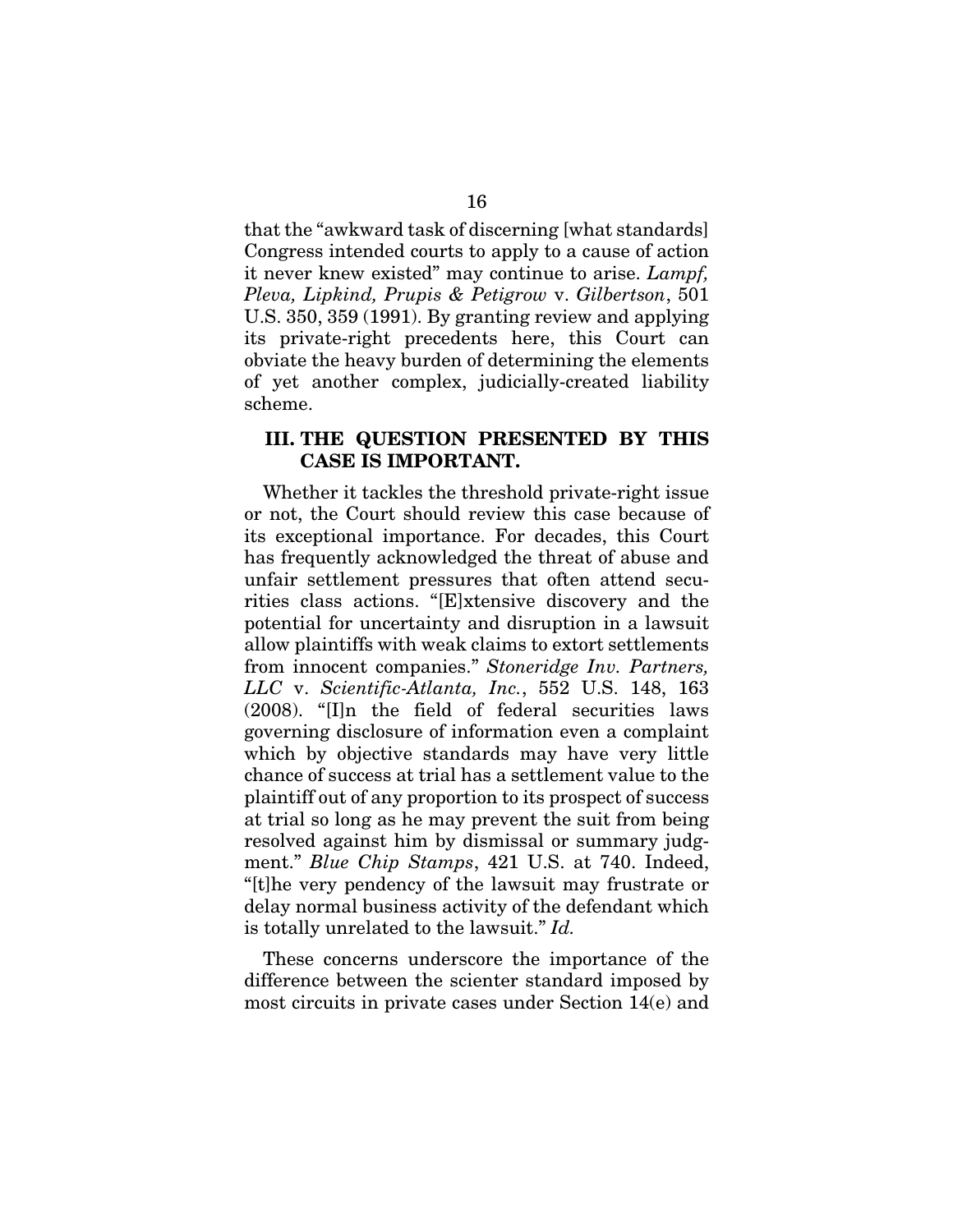that the "awkward task of discerning [what standards] Congress intended courts to apply to a cause of action it never knew existed" may continue to arise. *Lampf, Pleva, Lipkind, Prupis & Petigrow* v. *Gilbertson*, 501 U.S. 350, 359 (1991). By granting review and applying its private-right precedents here, this Court can obviate the heavy burden of determining the elements of yet another complex, judicially-created liability scheme.

## III. THE QUESTION PRESENTED BY THIS CASE IS IMPORTANT.

Whether it tackles the threshold private-right issue or not, the Court should review this case because of its exceptional importance. For decades, this Court has frequently acknowledged the threat of abuse and unfair settlement pressures that often attend securities class actions. "[E]xtensive discovery and the potential for uncertainty and disruption in a lawsuit allow plaintiffs with weak claims to extort settlements from innocent companies." *Stoneridge Inv. Partners, LLC* v. *Scientific-Atlanta, Inc.*, 552 U.S. 148, 163 (2008). "[I]n the field of federal securities laws governing disclosure of information even a complaint which by objective standards may have very little chance of success at trial has a settlement value to the plaintiff out of any proportion to its prospect of success at trial so long as he may prevent the suit from being resolved against him by dismissal or summary judgment." *Blue Chip Stamps*, 421 U.S. at 740. Indeed, "[t]he very pendency of the lawsuit may frustrate or delay normal business activity of the defendant which is totally unrelated to the lawsuit." *Id.*

These concerns underscore the importance of the difference between the scienter standard imposed by most circuits in private cases under Section 14(e) and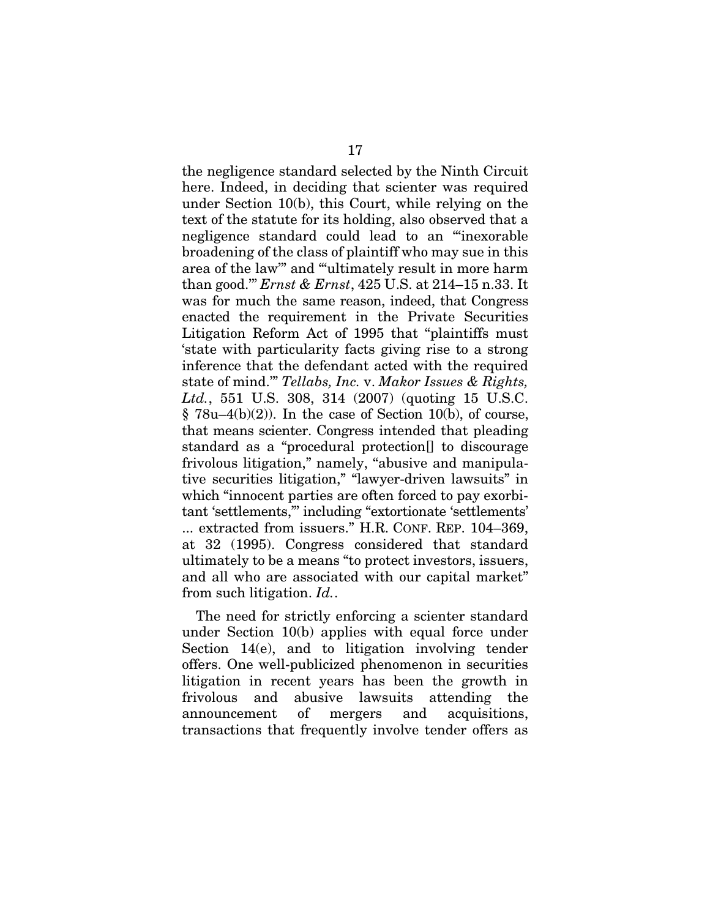the negligence standard selected by the Ninth Circuit here. Indeed, in deciding that scienter was required under Section 10(b), this Court, while relying on the text of the statute for its holding, also observed that a negligence standard could lead to an "'inexorable broadening of the class of plaintiff who may sue in this area of the law'" and "'ultimately result in more harm than good.'" *Ernst & Ernst*, 425 U.S. at 214–15 n.33. It was for much the same reason, indeed, that Congress enacted the requirement in the Private Securities Litigation Reform Act of 1995 that "plaintiffs must 'state with particularity facts giving rise to a strong inference that the defendant acted with the required state of mind.'" *Tellabs, Inc.* v. *Makor Issues & Rights, Ltd.*, 551 U.S. 308, 314 (2007) (quoting 15 U.S.C. § 78u–4(b)(2)). In the case of Section 10(b), of course, that means scienter. Congress intended that pleading standard as a "procedural protection[] to discourage frivolous litigation," namely, "abusive and manipulative securities litigation," "lawyer-driven lawsuits" in which "innocent parties are often forced to pay exorbitant 'settlements,'" including "extortionate 'settlements' ... extracted from issuers." H.R. CONF. REP. 104–369, at 32 (1995). Congress considered that standard ultimately to be a means "to protect investors, issuers, and all who are associated with our capital market" from such litigation. *Id.*.

The need for strictly enforcing a scienter standard under Section 10(b) applies with equal force under Section 14(e), and to litigation involving tender offers. One well-publicized phenomenon in securities litigation in recent years has been the growth in frivolous and abusive lawsuits attending the announcement of mergers and acquisitions, transactions that frequently involve tender offers as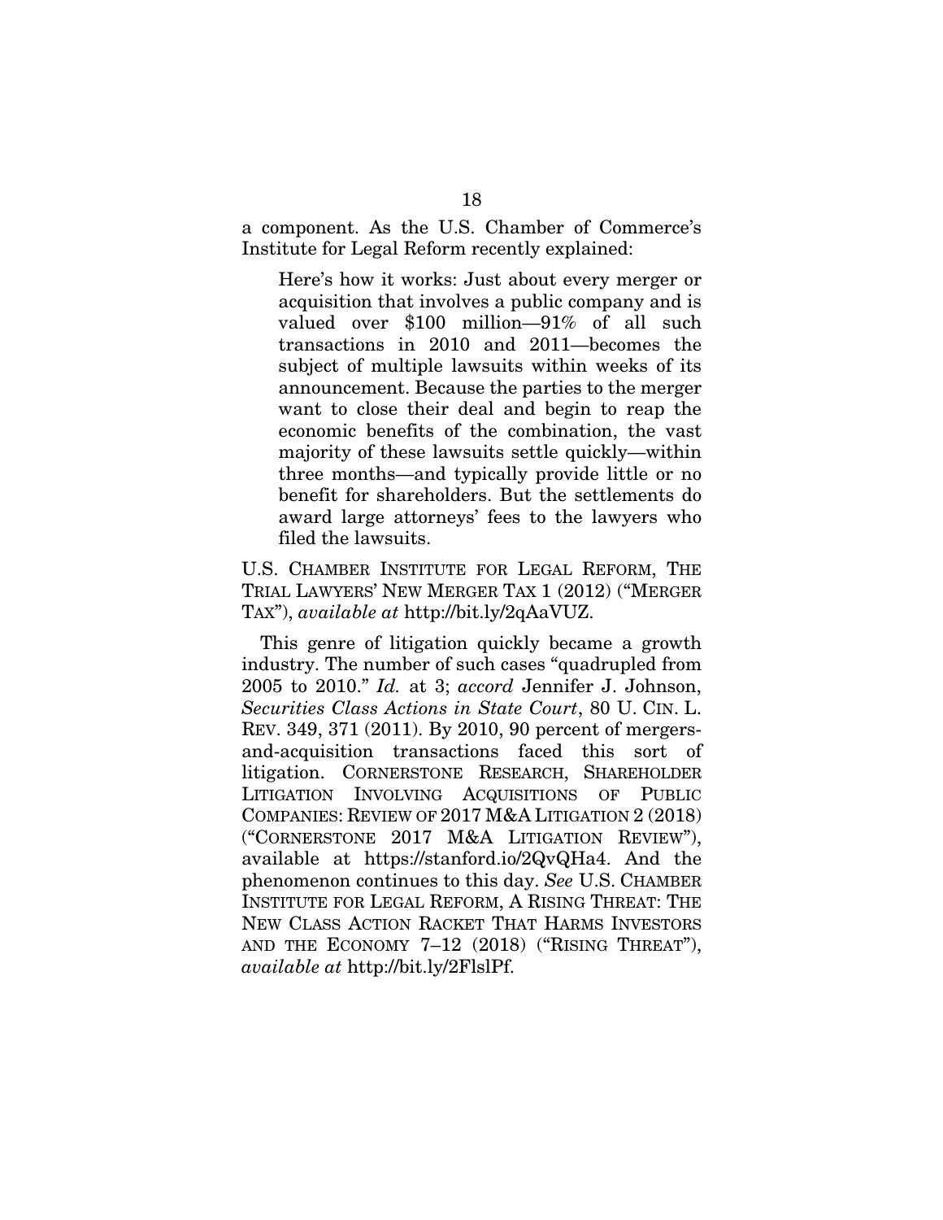a component. As the U.S. Chamber of Commerce's Institute for Legal Reform recently explained:

> Here's how it works: Just about every merger or acquisition that involves a public company and is valued over $100 million—91% of all such transactions in 2010 and 2011—becomes the subject of multiple lawsuits within weeks of its announcement. Because the parties to the merger want to close their deal and begin to reap the economic benefits of the combination, the vast majority of these lawsuits settle quickly—within three months—and typically provide little or no benefit for shareholders. But the settlements do award large attorneys' fees to the lawyers who filed the lawsuits.

U.S. CHAMBER INSTITUTE FOR LEGAL REFORM, THE TRIAL LAWYERS' NEW MERGER TAX 1 (2012) ("MERGER TAX"), *available at* http://bit.ly/2qAaVUZ.

This genre of litigation quickly became a growth industry. The number of such cases "quadrupled from 2005 to 2010." *Id.* at 3; *accord* Jennifer J. Johnson, *Securities Class Actions in State Court*, 80 U. CIN. L. REV. 349, 371 (2011). By 2010, 90 percent of mergers-and-acquisition transactions faced this sort of litigation. CORNERSTONE RESEARCH, SHAREHOLDER LITIGATION INVOLVING ACQUISITIONS OF PUBLIC COMPANIES: REVIEW OF 2017 M&A LITIGATION 2 (2018) ("CORNERSTONE 2017 M&A LITIGATION REVIEW"), available at https://stanford.io/2QvQHa4. And the phenomenon continues to this day. *See* U.S. CHAMBER INSTITUTE FOR LEGAL REFORM, A RISING THREAT: THE NEW CLASS ACTION RACKET THAT HARMS INVESTORS AND THE ECONOMY 7–12 (2018) ("RISING THREAT"), *available at* http://bit.ly/2FlslPf.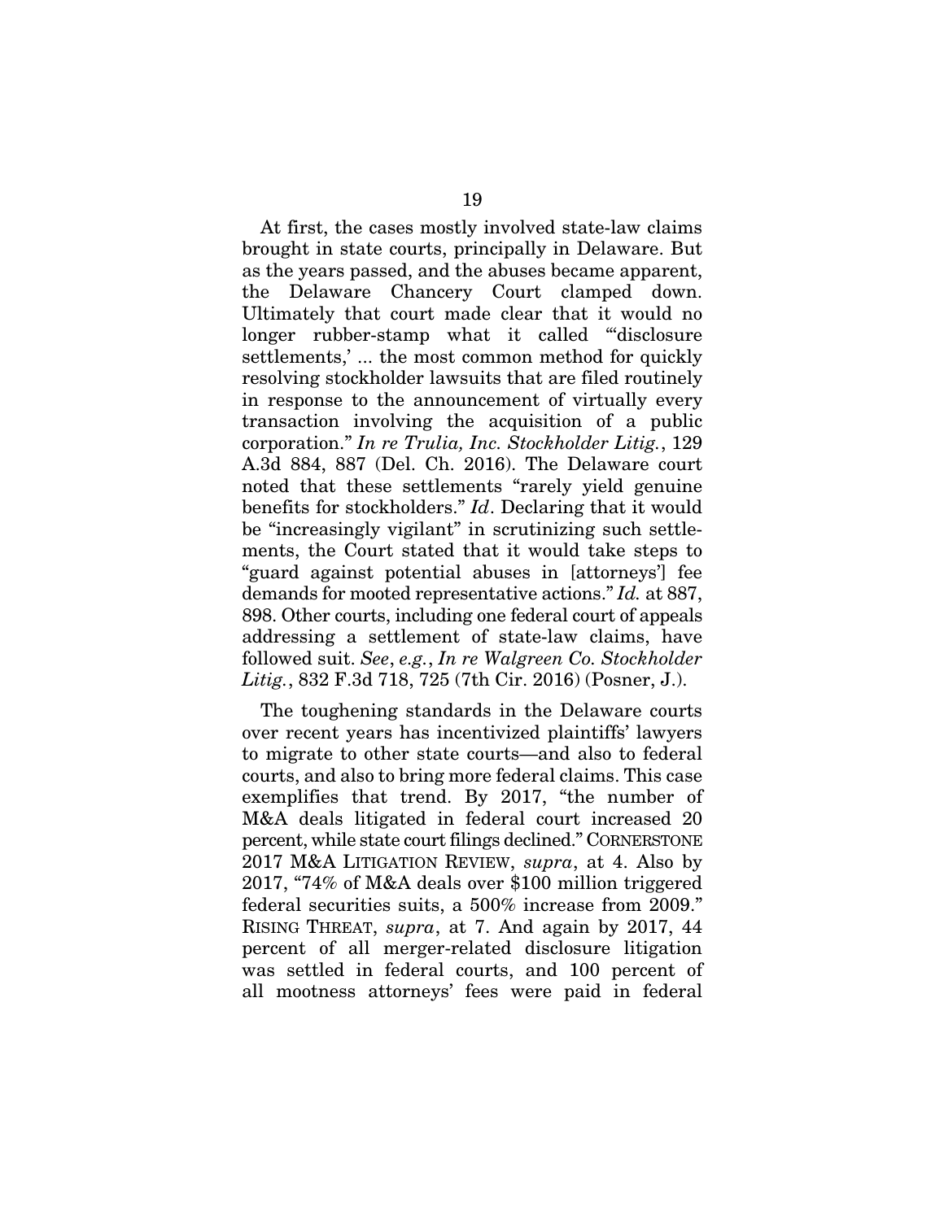At first, the cases mostly involved state-law claims brought in state courts, principally in Delaware. But as the years passed, and the abuses became apparent, the Delaware Chancery Court clamped down. Ultimately that court made clear that it would no longer rubber-stamp what it called "'disclosure settlements,' ... the most common method for quickly resolving stockholder lawsuits that are filed routinely in response to the announcement of virtually every transaction involving the acquisition of a public corporation." *In re Trulia, Inc. Stockholder Litig.*, 129 A.3d 884, 887 (Del. Ch. 2016). The Delaware court noted that these settlements "rarely yield genuine benefits for stockholders." *Id*. Declaring that it would be "increasingly vigilant" in scrutinizing such settlements, the Court stated that it would take steps to "guard against potential abuses in [attorneys'] fee demands for mooted representative actions." *Id.* at 887, 898. Other courts, including one federal court of appeals addressing a settlement of state-law claims, have followed suit. *See*, *e.g.*, *In re Walgreen Co. Stockholder Litig.*, 832 F.3d 718, 725 (7th Cir. 2016) (Posner, J.).

The toughening standards in the Delaware courts over recent years has incentivized plaintiffs' lawyers to migrate to other state courts—and also to federal courts, and also to bring more federal claims. This case exemplifies that trend. By 2017, "the number of M&A deals litigated in federal court increased 20 percent, while state court filings declined." CORNERSTONE 2017 M&A LITIGATION REVIEW, *supra*, at 4. Also by 2017, "74% of M&A deals over $100 million triggered federal securities suits, a 500% increase from 2009." RISING THREAT, *supra*, at 7. And again by 2017, 44 percent of all merger-related disclosure litigation was settled in federal courts, and 100 percent of all mootness attorneys' fees were paid in federal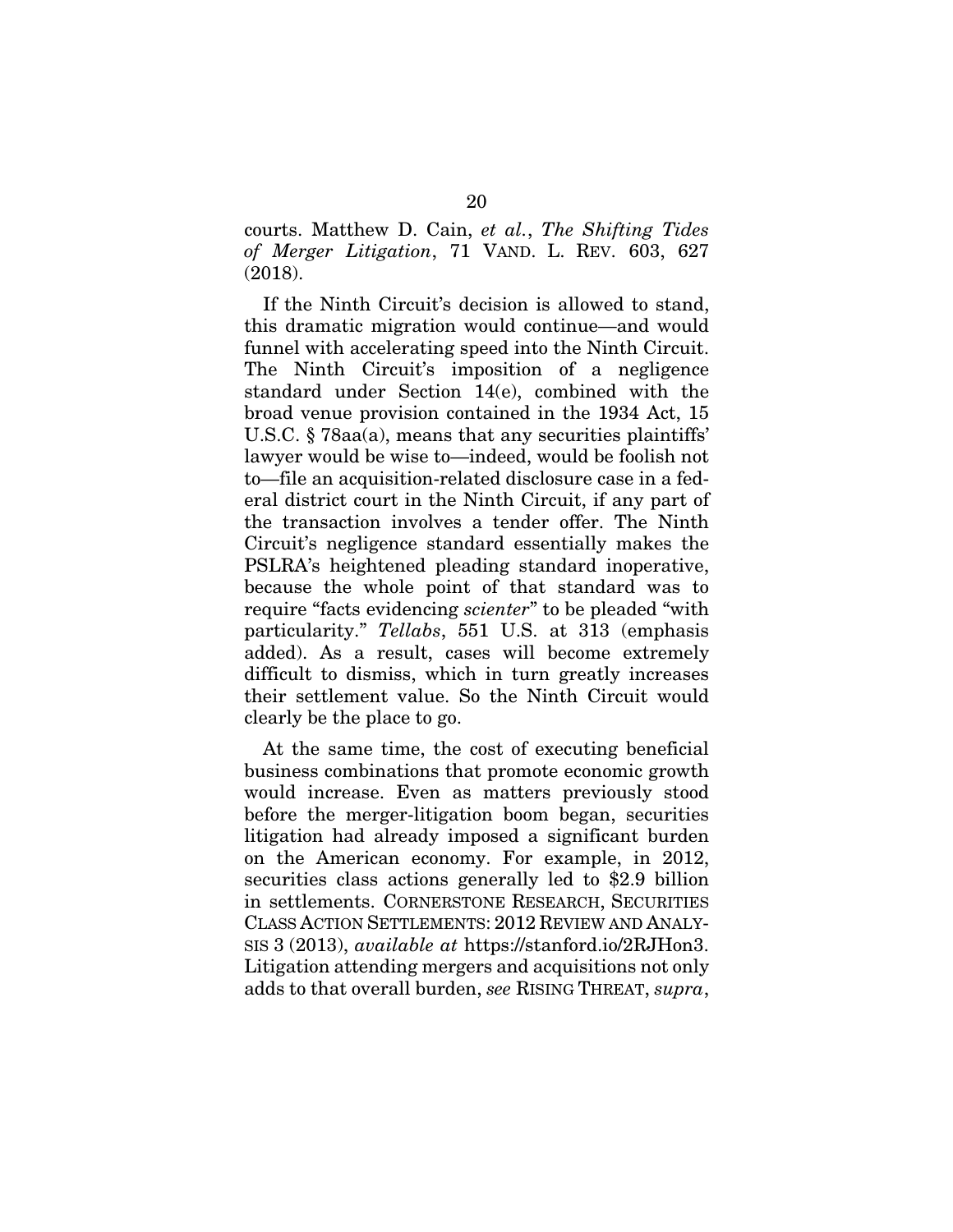courts. Matthew D. Cain, *et al.*, *The Shifting Tides of Merger Litigation*, 71 VAND. L. REV. 603, 627 (2018).

If the Ninth Circuit's decision is allowed to stand, this dramatic migration would continue—and would funnel with accelerating speed into the Ninth Circuit. The Ninth Circuit's imposition of a negligence standard under Section 14(e), combined with the broad venue provision contained in the 1934 Act, 15 U.S.C. § 78aa(a), means that any securities plaintiffs' lawyer would be wise to—indeed, would be foolish not to—file an acquisition-related disclosure case in a federal district court in the Ninth Circuit, if any part of the transaction involves a tender offer. The Ninth Circuit's negligence standard essentially makes the PSLRA's heightened pleading standard inoperative, because the whole point of that standard was to require "facts evidencing *scienter*" to be pleaded "with particularity." *Tellabs*, 551 U.S. at 313 (emphasis added). As a result, cases will become extremely difficult to dismiss, which in turn greatly increases their settlement value. So the Ninth Circuit would clearly be the place to go.

At the same time, the cost of executing beneficial business combinations that promote economic growth would increase. Even as matters previously stood before the merger-litigation boom began, securities litigation had already imposed a significant burden on the American economy. For example, in 2012, securities class actions generally led to $2.9 billion in settlements. CORNERSTONE RESEARCH, SECURITIES CLASS ACTION SETTLEMENTS: 2012 REVIEW AND ANALYSIS 3 (2013), *available at* https://stanford.io/2RJHon3. Litigation attending mergers and acquisitions not only adds to that overall burden, *see* RISING THREAT, *supra*,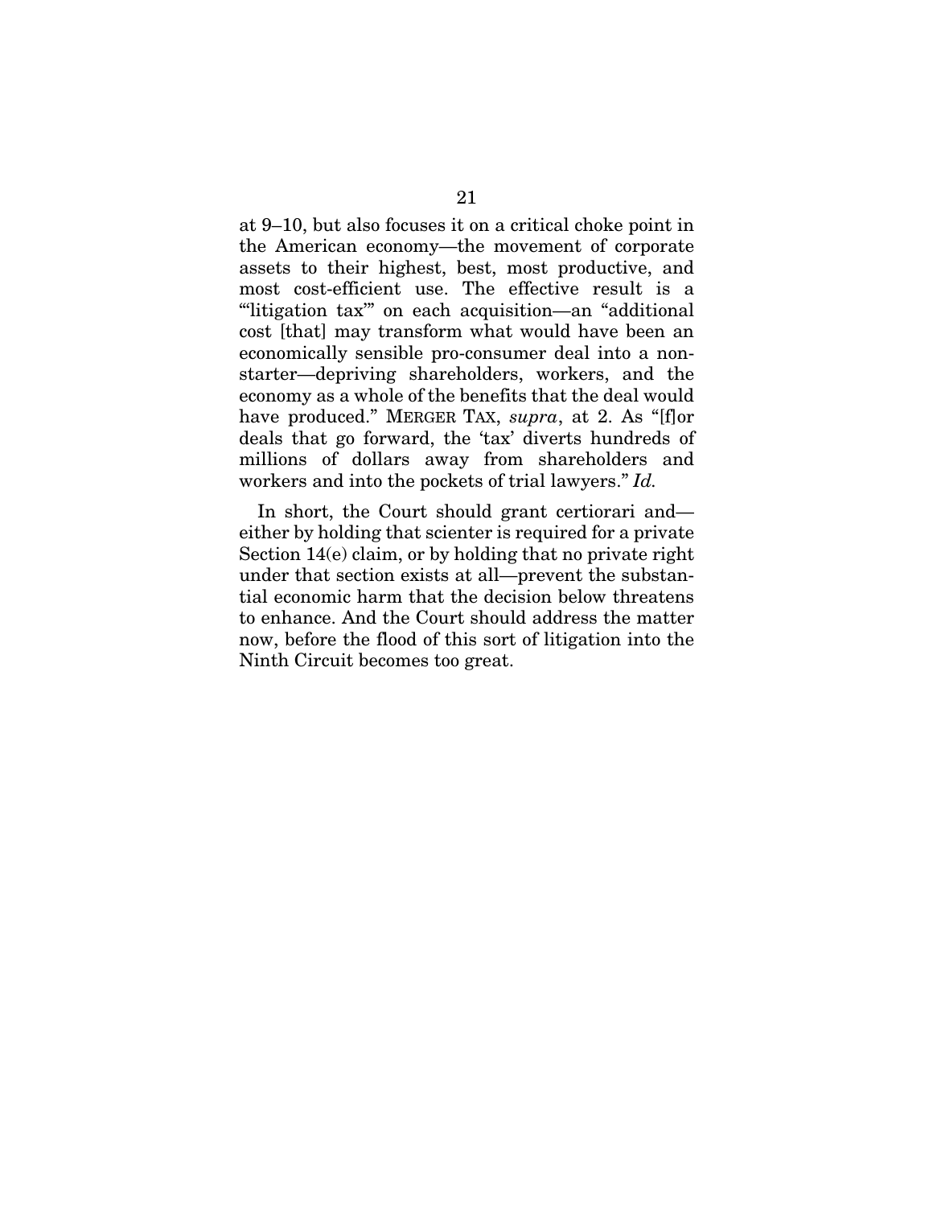at 9–10, but also focuses it on a critical choke point in the American economy—the movement of corporate assets to their highest, best, most productive, and most cost-efficient use. The effective result is a "'litigation tax'" on each acquisition—an "additional cost [that] may transform what would have been an economically sensible pro-consumer deal into a non-starter—depriving shareholders, workers, and the economy as a whole of the benefits that the deal would have produced." MERGER TAX, *supra*, at 2. As "[f]or deals that go forward, the 'tax' diverts hundreds of millions of dollars away from shareholders and workers and into the pockets of trial lawyers." *Id.*

In short, the Court should grant certiorari and—either by holding that scienter is required for a private Section 14(e) claim, or by holding that no private right under that section exists at all—prevent the substantial economic harm that the decision below threatens to enhance. And the Court should address the matter now, before the flood of this sort of litigation into the Ninth Circuit becomes too great.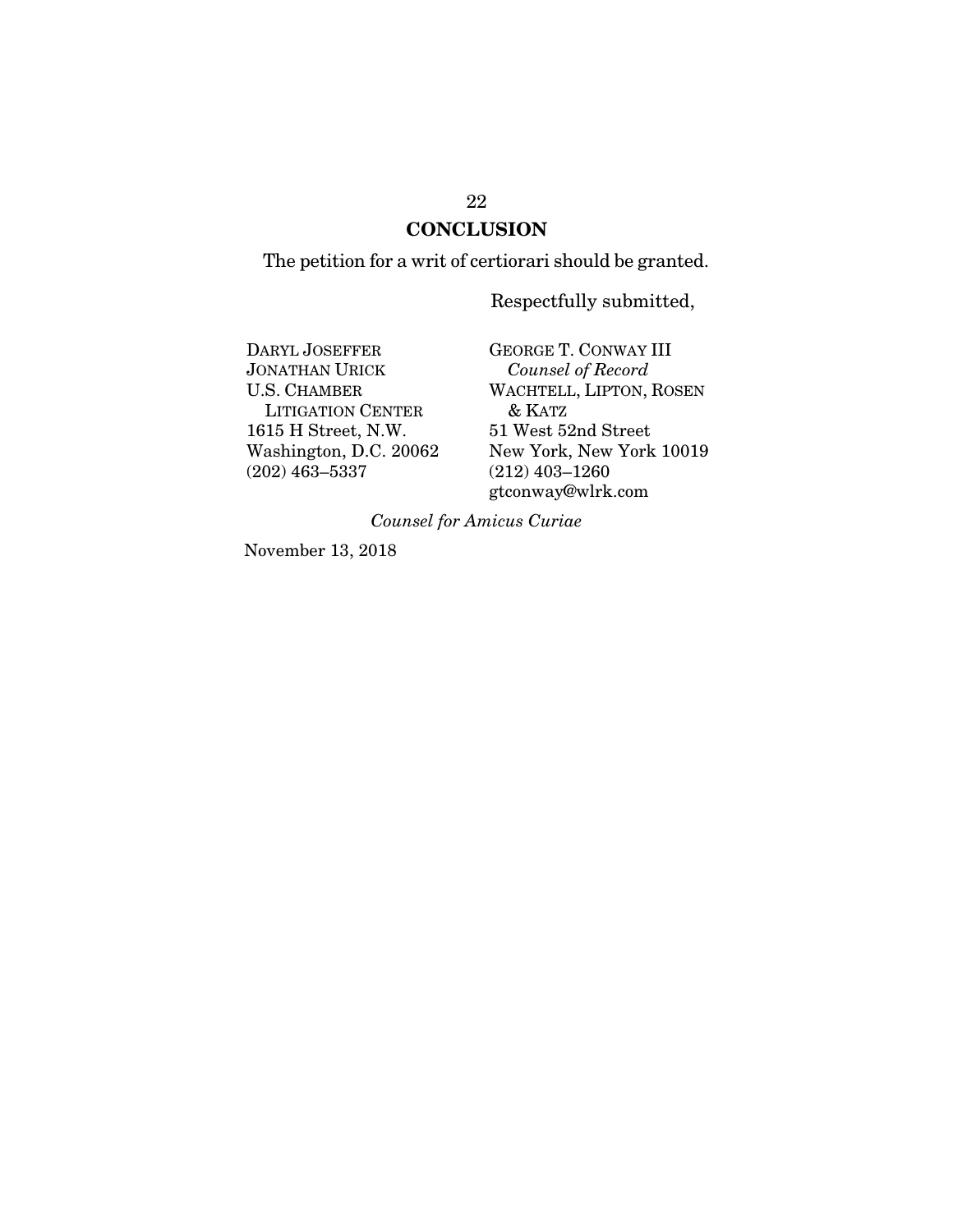## CONCLUSION

The petition for a writ of certiorari should be granted.

Respectfully submitted,

DARYL JOSEFFER
JONATHAN URICK
U.S. CHAMBER
LITIGATION CENTER
1615 H Street, N.W.
Washington, D.C. 20062
(202) 463–5337

GEORGE T. CONWAY III
*Counsel of Record*
WACHTELL, LIPTON, ROSEN
& KATZ
51 West 52nd Street
New York, New York 10019
(212) 403–1260
gtconway@wlrk.com

*Counsel for Amicus Curiae*

November 13, 2018